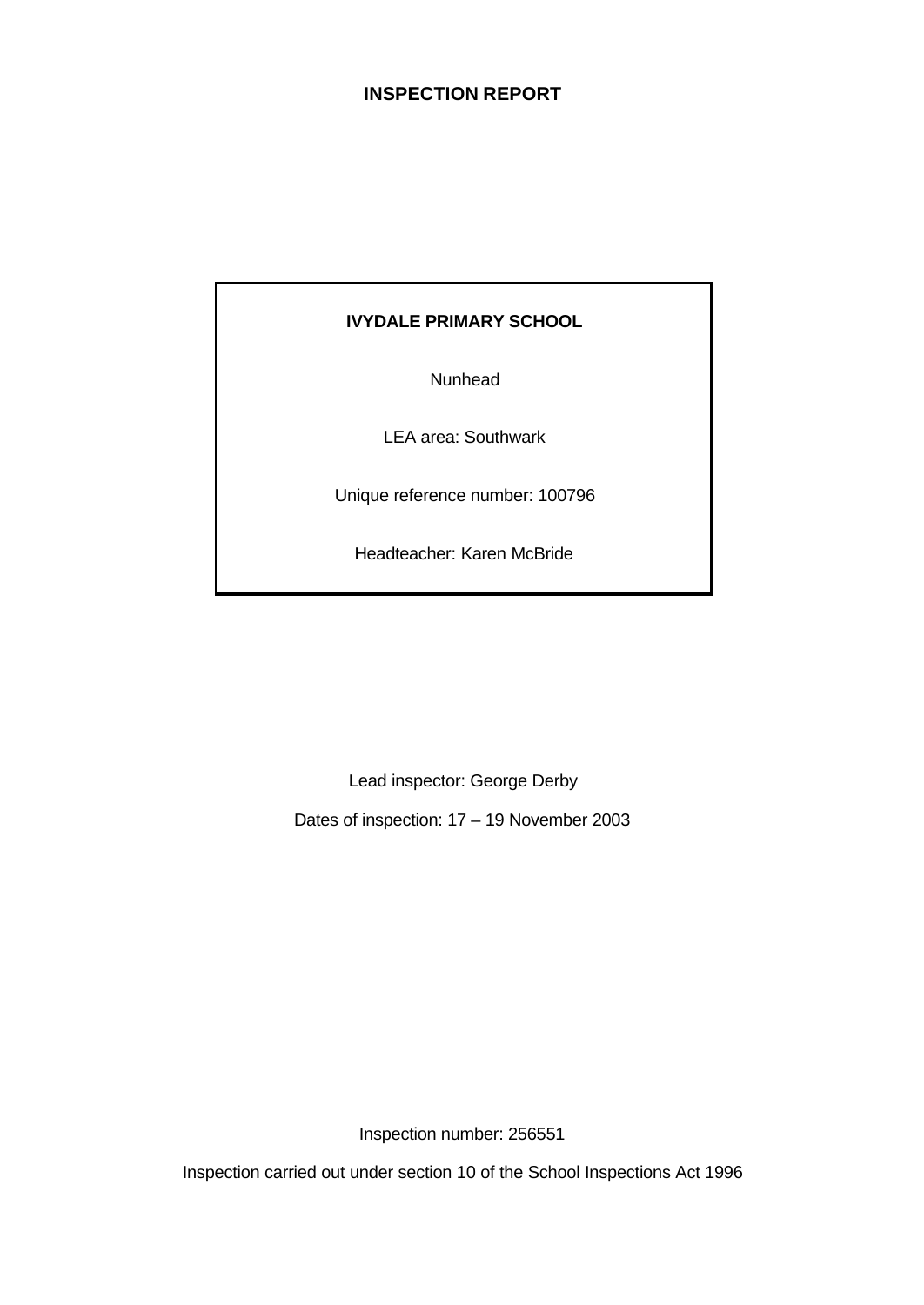# INSPECTION REPORT

**IVYDALE PRIMARY SCHOOL**

Nunhead

LEA area: Southwark

Unique reference number: 100796

Headteacher: Karen McBride

Lead inspector: George Derby

Dates of inspection: 17 – 19 November 2003

Inspection number: 256551

Inspection carried out under section 10 of the School Inspections Act 1996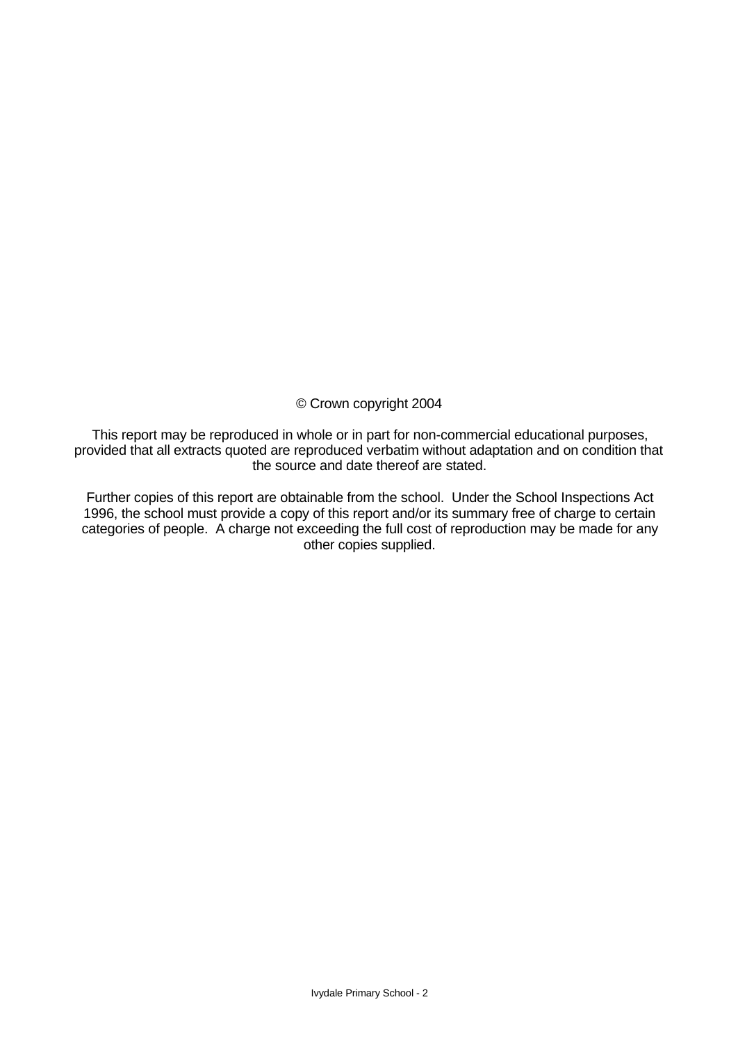© Crown copyright 2004

This report may be reproduced in whole or in part for non-commercial educational purposes, provided that all extracts quoted are reproduced verbatim without adaptation and on condition that the source and date thereof are stated.

Further copies of this report are obtainable from the school. Under the School Inspections Act 1996, the school must provide a copy of this report and/or its summary free of charge to certain categories of people. A charge not exceeding the full cost of reproduction may be made for any other copies supplied.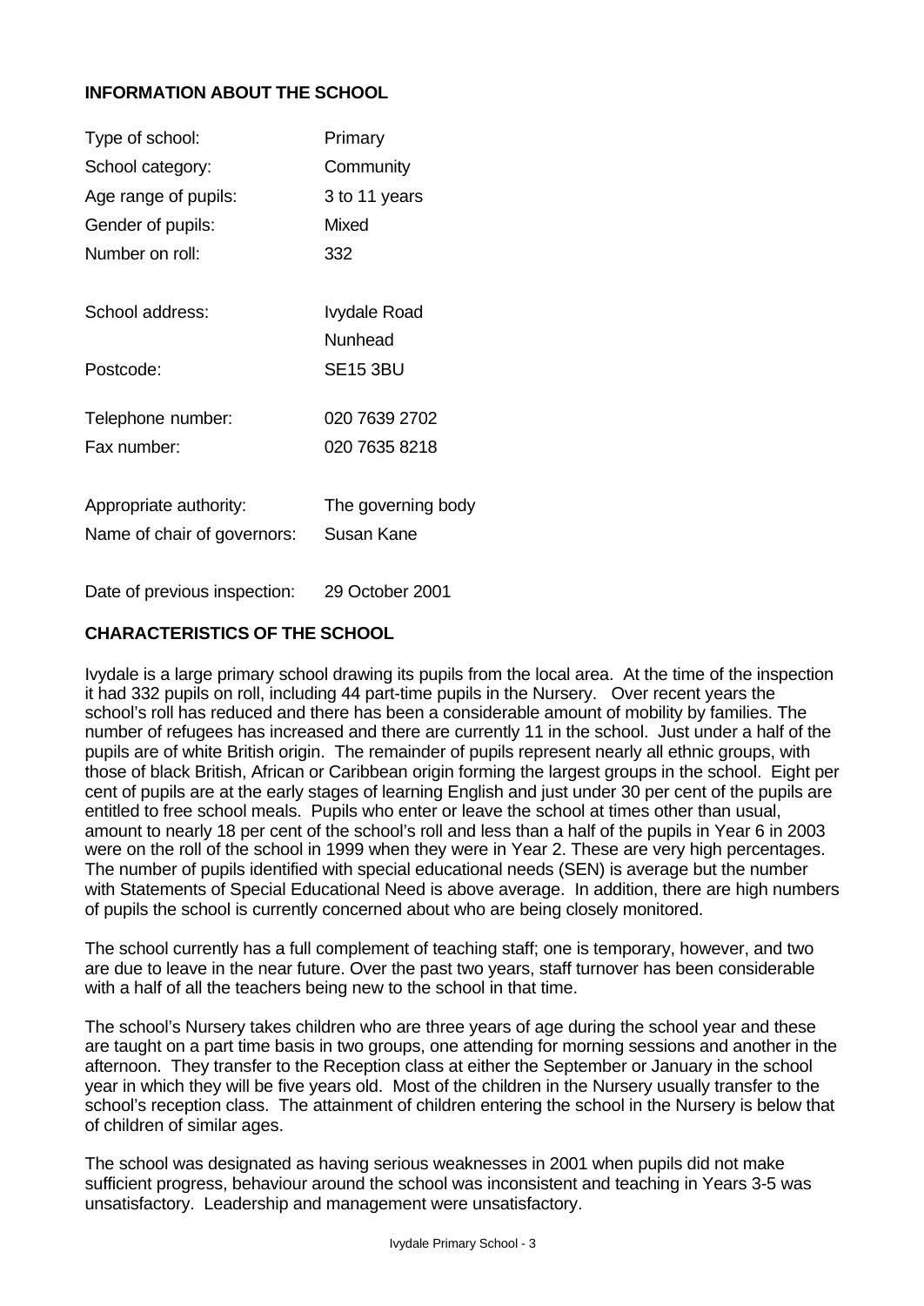## INFORMATION ABOUT THE SCHOOL

| | |
|---|---|
| Type of school: | Primary |
| School category: | Community |
| Age range of pupils: | 3 to 11 years |
| Gender of pupils: | Mixed |
| Number on roll: | 332 |
| School address: | Ivydale Road<br>Nunhead |
| Postcode: | SE15 3BU |
| Telephone number: | 020 7639 2702 |
| Fax number: | 020 7635 8218 |
| Appropriate authority: | The governing body |
| Name of chair of governors: | Susan Kane |
| Date of previous inspection: | 29 October 2001 |

## CHARACTERISTICS OF THE SCHOOL

Ivydale is a large primary school drawing its pupils from the local area. At the time of the inspection it had 332 pupils on roll, including 44 part-time pupils in the Nursery. Over recent years the school's roll has reduced and there has been a considerable amount of mobility by families. The number of refugees has increased and there are currently 11 in the school. Just under a half of the pupils are of white British origin. The remainder of pupils represent nearly all ethnic groups, with those of black British, African or Caribbean origin forming the largest groups in the school. Eight per cent of pupils are at the early stages of learning English and just under 30 per cent of the pupils are entitled to free school meals. Pupils who enter or leave the school at times other than usual, amount to nearly 18 per cent of the school's roll and less than a half of the pupils in Year 6 in 2003 were on the roll of the school in 1999 when they were in Year 2. These are very high percentages. The number of pupils identified with special educational needs (SEN) is average but the number with Statements of Special Educational Need is above average. In addition, there are high numbers of pupils the school is currently concerned about who are being closely monitored.

The school currently has a full complement of teaching staff; one is temporary, however, and two are due to leave in the near future. Over the past two years, staff turnover has been considerable with a half of all the teachers being new to the school in that time.

The school's Nursery takes children who are three years of age during the school year and these are taught on a part time basis in two groups, one attending for morning sessions and another in the afternoon. They transfer to the Reception class at either the September or January in the school year in which they will be five years old. Most of the children in the Nursery usually transfer to the school's reception class. The attainment of children entering the school in the Nursery is below that of children of similar ages.

The school was designated as having serious weaknesses in 2001 when pupils did not make sufficient progress, behaviour around the school was inconsistent and teaching in Years 3-5 was unsatisfactory. Leadership and management were unsatisfactory.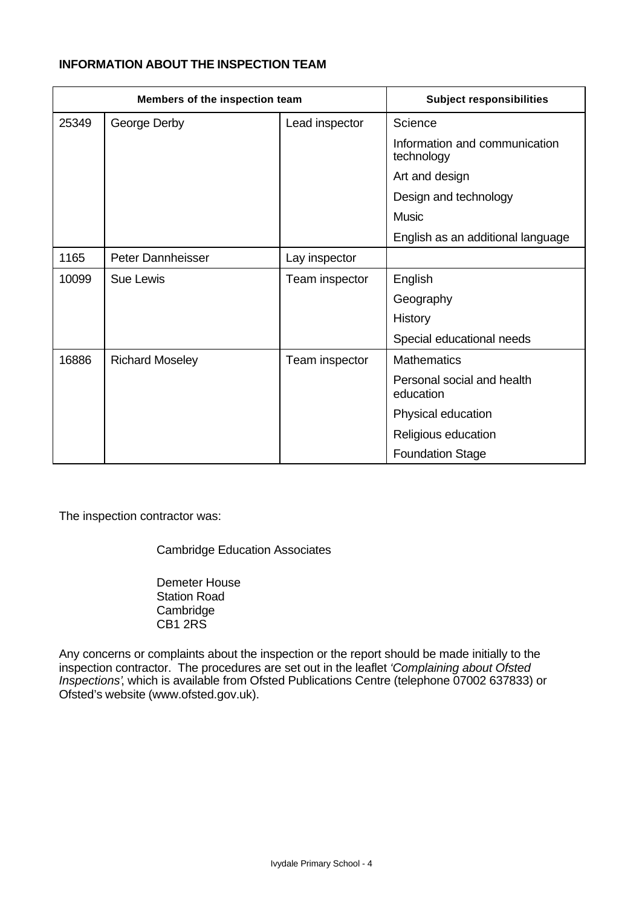**INFORMATION ABOUT THE INSPECTION TEAM**

| Members of the inspection team | | | Subject responsibilities |
|---|---|---|---|
| 25349 | George Derby | Lead inspector | Science |
| | | | Information and communication technology |
| | | | Art and design |
| | | | Design and technology |
| | | | Music |
| | | | English as an additional language |
| 1165 | Peter Dannheisser | Lay inspector | |
| 10099 | Sue Lewis | Team inspector | English |
| | | | Geography |
| | | | History |
| | | | Special educational needs |
| 16886 | Richard Moseley | Team inspector | Mathematics |
| | | | Personal social and health education |
| | | | Physical education |
| | | | Religious education |
| | | | Foundation Stage |

The inspection contractor was:

Cambridge Education Associates

Demeter House
Station Road
Cambridge
CB1 2RS

Any concerns or complaints about the inspection or the report should be made initially to the inspection contractor. The procedures are set out in the leaflet *'Complaining about Ofsted Inspections'*, which is available from Ofsted Publications Centre (telephone 07002 637833) or Ofsted's website (www.ofsted.gov.uk).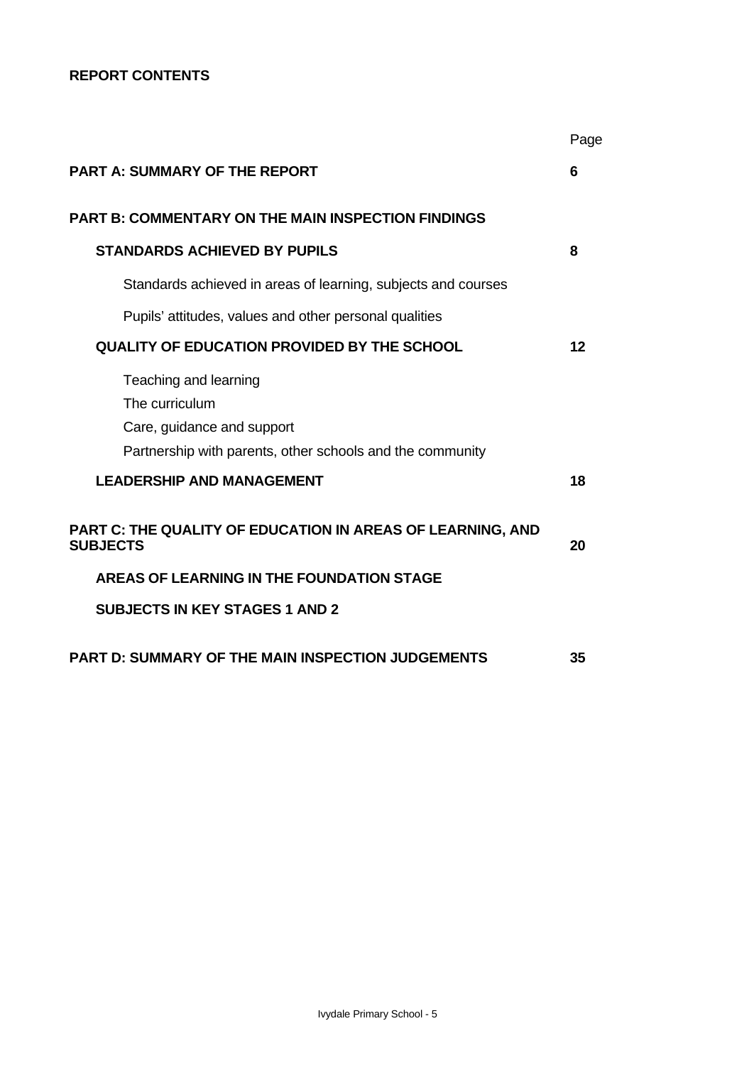**REPORT CONTENTS**

| | Page |
|---|---|
| **PART A: SUMMARY OF THE REPORT** | **6** |
| **PART B: COMMENTARY ON THE MAIN INSPECTION FINDINGS** | |
| **STANDARDS ACHIEVED BY PUPILS** | **8** |
| Standards achieved in areas of learning, subjects and courses | |
| Pupils' attitudes, values and other personal qualities | |
| **QUALITY OF EDUCATION PROVIDED BY THE SCHOOL** | **12** |
| Teaching and learning | |
| The curriculum | |
| Care, guidance and support | |
| Partnership with parents, other schools and the community | |
| **LEADERSHIP AND MANAGEMENT** | **18** |
| **PART C: THE QUALITY OF EDUCATION IN AREAS OF LEARNING, AND SUBJECTS** | **20** |
| **AREAS OF LEARNING IN THE FOUNDATION STAGE** | |
| **SUBJECTS IN KEY STAGES 1 AND 2** | |
| **PART D: SUMMARY OF THE MAIN INSPECTION JUDGEMENTS** | **35** |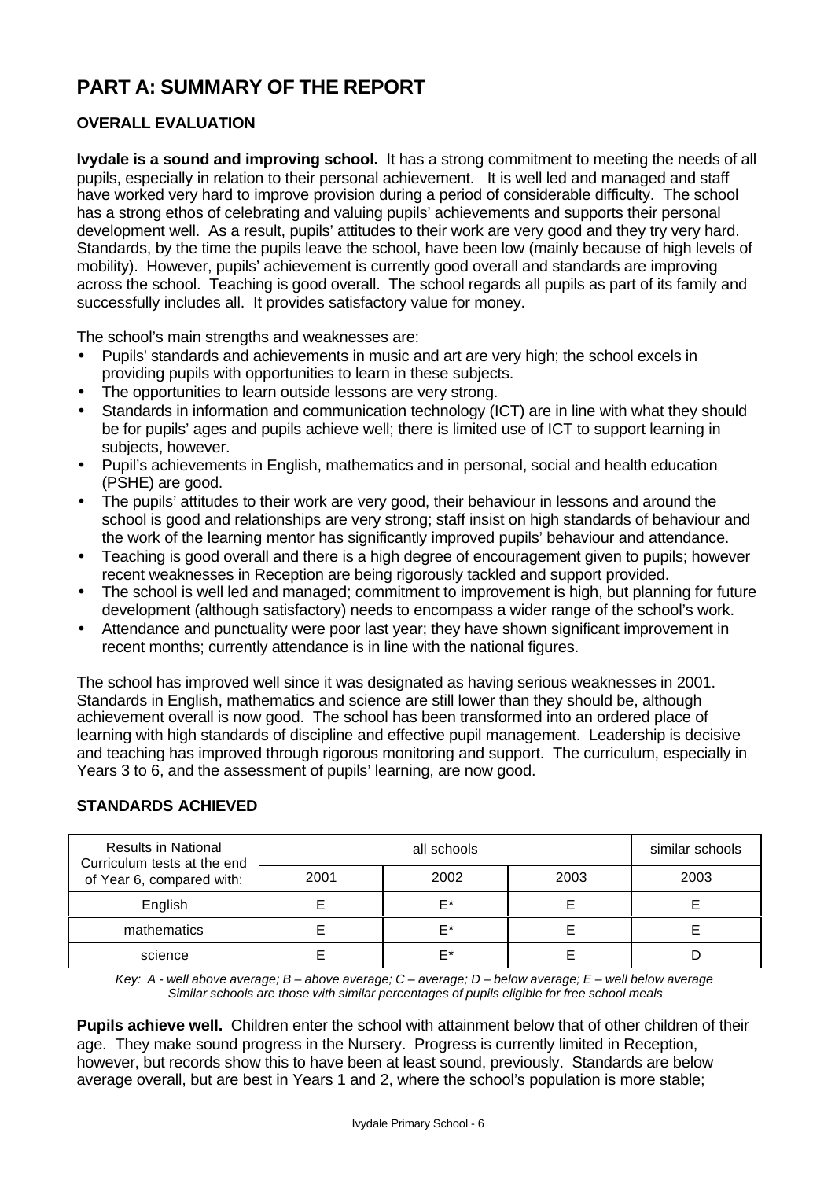# PART A: SUMMARY OF THE REPORT

## OVERALL EVALUATION

**Ivydale is a sound and improving school.** It has a strong commitment to meeting the needs of all pupils, especially in relation to their personal achievement. It is well led and managed and staff have worked very hard to improve provision during a period of considerable difficulty. The school has a strong ethos of celebrating and valuing pupils' achievements and supports their personal development well. As a result, pupils' attitudes to their work are very good and they try very hard. Standards, by the time the pupils leave the school, have been low (mainly because of high levels of mobility). However, pupils' achievement is currently good overall and standards are improving across the school. Teaching is good overall. The school regards all pupils as part of its family and successfully includes all. It provides satisfactory value for money.

The school's main strengths and weaknesses are:

- Pupils' standards and achievements in music and art are very high; the school excels in providing pupils with opportunities to learn in these subjects.
- The opportunities to learn outside lessons are very strong.
- Standards in information and communication technology (ICT) are in line with what they should be for pupils' ages and pupils achieve well; there is limited use of ICT to support learning in subjects, however.
- Pupil's achievements in English, mathematics and in personal, social and health education (PSHE) are good.
- The pupils' attitudes to their work are very good, their behaviour in lessons and around the school is good and relationships are very strong; staff insist on high standards of behaviour and the work of the learning mentor has significantly improved pupils' behaviour and attendance.
- Teaching is good overall and there is a high degree of encouragement given to pupils; however recent weaknesses in Reception are being rigorously tackled and support provided.
- The school is well led and managed; commitment to improvement is high, but planning for future development (although satisfactory) needs to encompass a wider range of the school's work.
- Attendance and punctuality were poor last year; they have shown significant improvement in recent months; currently attendance is in line with the national figures.

The school has improved well since it was designated as having serious weaknesses in 2001. Standards in English, mathematics and science are still lower than they should be, although achievement overall is now good. The school has been transformed into an ordered place of learning with high standards of discipline and effective pupil management. Leadership is decisive and teaching has improved through rigorous monitoring and support. The curriculum, especially in Years 3 to 6, and the assessment of pupils' learning, are now good.

## STANDARDS ACHIEVED

| Results in National Curriculum tests at the end of Year 6, compared with: | all schools | | | similar schools |
|---|---|---|---|---|
| | 2001 | 2002 | 2003 | 2003 |
| English | E | E* | E | E |
| mathematics | E | E* | E | E |
| science | E | E* | E | D |

*Key: A - well above average; B – above average; C – average; D – below average; E – well below average*
*Similar schools are those with similar percentages of pupils eligible for free school meals*

**Pupils achieve well.** Children enter the school with attainment below that of other children of their age. They make sound progress in the Nursery. Progress is currently limited in Reception, however, but records show this to have been at least sound, previously. Standards are below average overall, but are best in Years 1 and 2, where the school's population is more stable;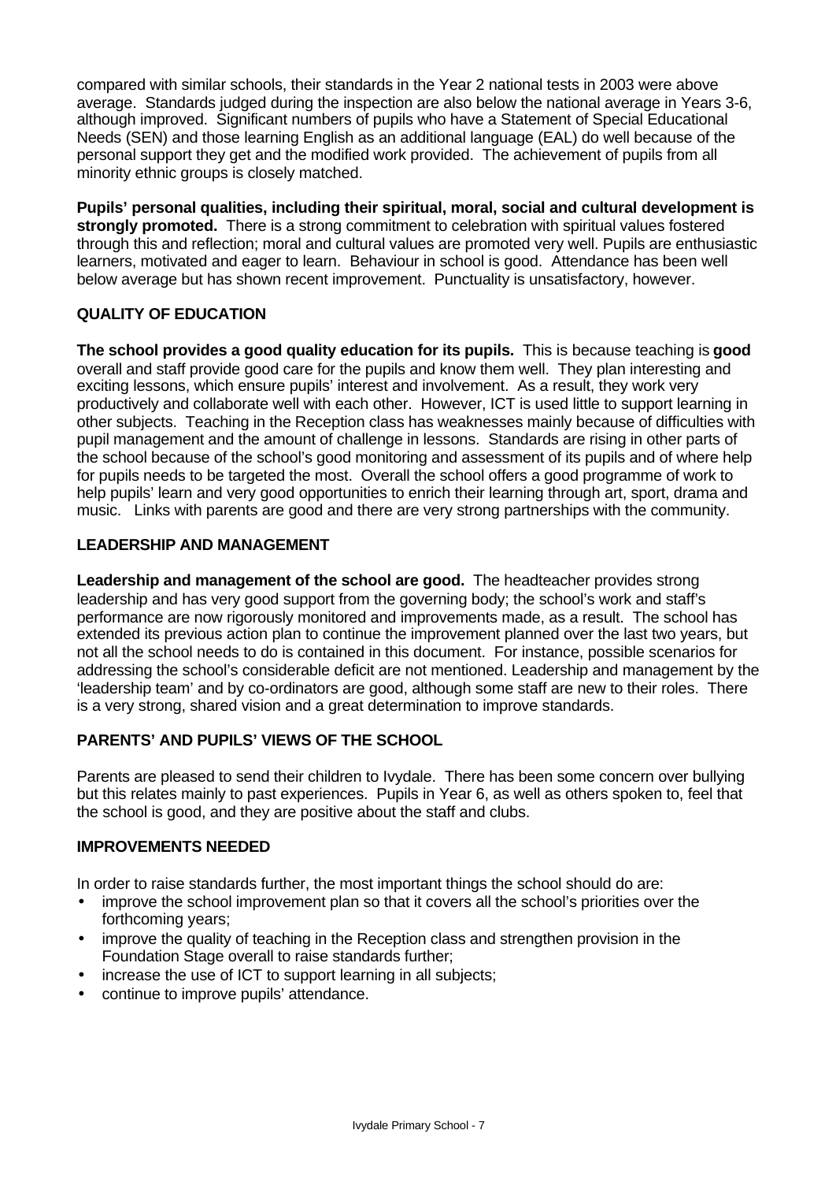compared with similar schools, their standards in the Year 2 national tests in 2003 were above average. Standards judged during the inspection are also below the national average in Years 3-6, although improved. Significant numbers of pupils who have a Statement of Special Educational Needs (SEN) and those learning English as an additional language (EAL) do well because of the personal support they get and the modified work provided. The achievement of pupils from all minority ethnic groups is closely matched.

**Pupils' personal qualities, including their spiritual, moral, social and cultural development is strongly promoted.** There is a strong commitment to celebration with spiritual values fostered through this and reflection; moral and cultural values are promoted very well. Pupils are enthusiastic learners, motivated and eager to learn. Behaviour in school is good. Attendance has been well below average but has shown recent improvement. Punctuality is unsatisfactory, however.

## QUALITY OF EDUCATION

**The school provides a good quality education for its pupils.** This is because teaching is **good** overall and staff provide good care for the pupils and know them well. They plan interesting and exciting lessons, which ensure pupils' interest and involvement. As a result, they work very productively and collaborate well with each other. However, ICT is used little to support learning in other subjects. Teaching in the Reception class has weaknesses mainly because of difficulties with pupil management and the amount of challenge in lessons. Standards are rising in other parts of the school because of the school's good monitoring and assessment of its pupils and of where help for pupils needs to be targeted the most. Overall the school offers a good programme of work to help pupils' learn and very good opportunities to enrich their learning through art, sport, drama and music. Links with parents are good and there are very strong partnerships with the community.

## LEADERSHIP AND MANAGEMENT

**Leadership and management of the school are good.** The headteacher provides strong leadership and has very good support from the governing body; the school's work and staff's performance are now rigorously monitored and improvements made, as a result. The school has extended its previous action plan to continue the improvement planned over the last two years, but not all the school needs to do is contained in this document. For instance, possible scenarios for addressing the school's considerable deficit are not mentioned. Leadership and management by the 'leadership team' and by co-ordinators are good, although some staff are new to their roles. There is a very strong, shared vision and a great determination to improve standards.

## PARENTS' AND PUPILS' VIEWS OF THE SCHOOL

Parents are pleased to send their children to Ivydale. There has been some concern over bullying but this relates mainly to past experiences. Pupils in Year 6, as well as others spoken to, feel that the school is good, and they are positive about the staff and clubs.

## IMPROVEMENTS NEEDED

In order to raise standards further, the most important things the school should do are:

- improve the school improvement plan so that it covers all the school's priorities over the forthcoming years;
- improve the quality of teaching in the Reception class and strengthen provision in the Foundation Stage overall to raise standards further;
- increase the use of ICT to support learning in all subjects;
- continue to improve pupils' attendance.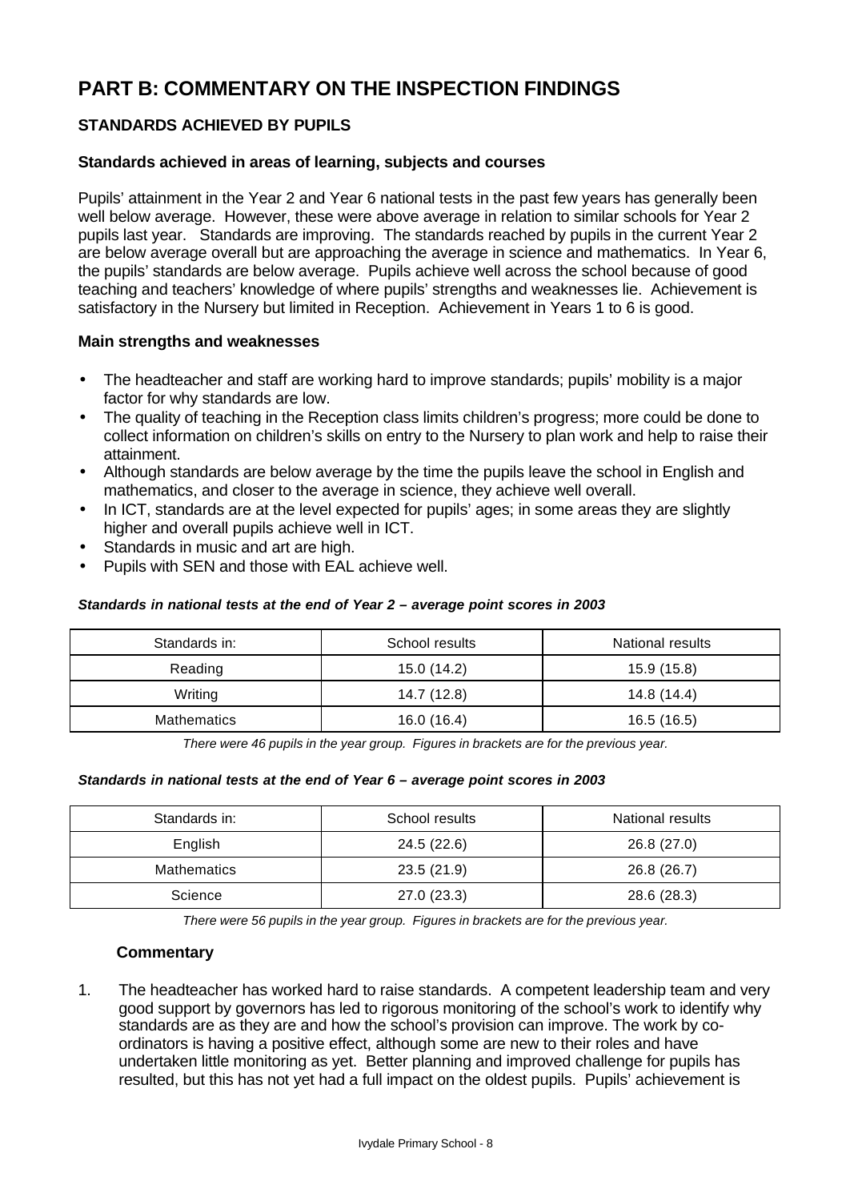# PART B: COMMENTARY ON THE INSPECTION FINDINGS

## STANDARDS ACHIEVED BY PUPILS

### Standards achieved in areas of learning, subjects and courses

Pupils' attainment in the Year 2 and Year 6 national tests in the past few years has generally been well below average. However, these were above average in relation to similar schools for Year 2 pupils last year. Standards are improving. The standards reached by pupils in the current Year 2 are below average overall but are approaching the average in science and mathematics. In Year 6, the pupils' standards are below average. Pupils achieve well across the school because of good teaching and teachers' knowledge of where pupils' strengths and weaknesses lie. Achievement is satisfactory in the Nursery but limited in Reception. Achievement in Years 1 to 6 is good.

### Main strengths and weaknesses

- The headteacher and staff are working hard to improve standards; pupils' mobility is a major factor for why standards are low.
- The quality of teaching in the Reception class limits children's progress; more could be done to collect information on children's skills on entry to the Nursery to plan work and help to raise their attainment.
- Although standards are below average by the time the pupils leave the school in English and mathematics, and closer to the average in science, they achieve well overall.
- In ICT, standards are at the level expected for pupils' ages; in some areas they are slightly higher and overall pupils achieve well in ICT.
- Standards in music and art are high.
- Pupils with SEN and those with EAL achieve well.

***Standards in national tests at the end of Year 2 – average point scores in 2003***

| Standards in: | School results | National results |
|---|---|---|
| Reading | 15.0 (14.2) | 15.9 (15.8) |
| Writing | 14.7 (12.8) | 14.8 (14.4) |
| Mathematics | 16.0 (16.4) | 16.5 (16.5) |

*There were 46 pupils in the year group. Figures in brackets are for the previous year.*

***Standards in national tests at the end of Year 6 – average point scores in 2003***

| Standards in: | School results | National results |
|---|---|---|
| English | 24.5 (22.6) | 26.8 (27.0) |
| Mathematics | 23.5 (21.9) | 26.8 (26.7) |
| Science | 27.0 (23.3) | 28.6 (28.3) |

*There were 56 pupils in the year group. Figures in brackets are for the previous year.*

### Commentary

1. The headteacher has worked hard to raise standards. A competent leadership team and very good support by governors has led to rigorous monitoring of the school's work to identify why standards are as they are and how the school's provision can improve. The work by co-ordinators is having a positive effect, although some are new to their roles and have undertaken little monitoring as yet. Better planning and improved challenge for pupils has resulted, but this has not yet had a full impact on the oldest pupils. Pupils' achievement is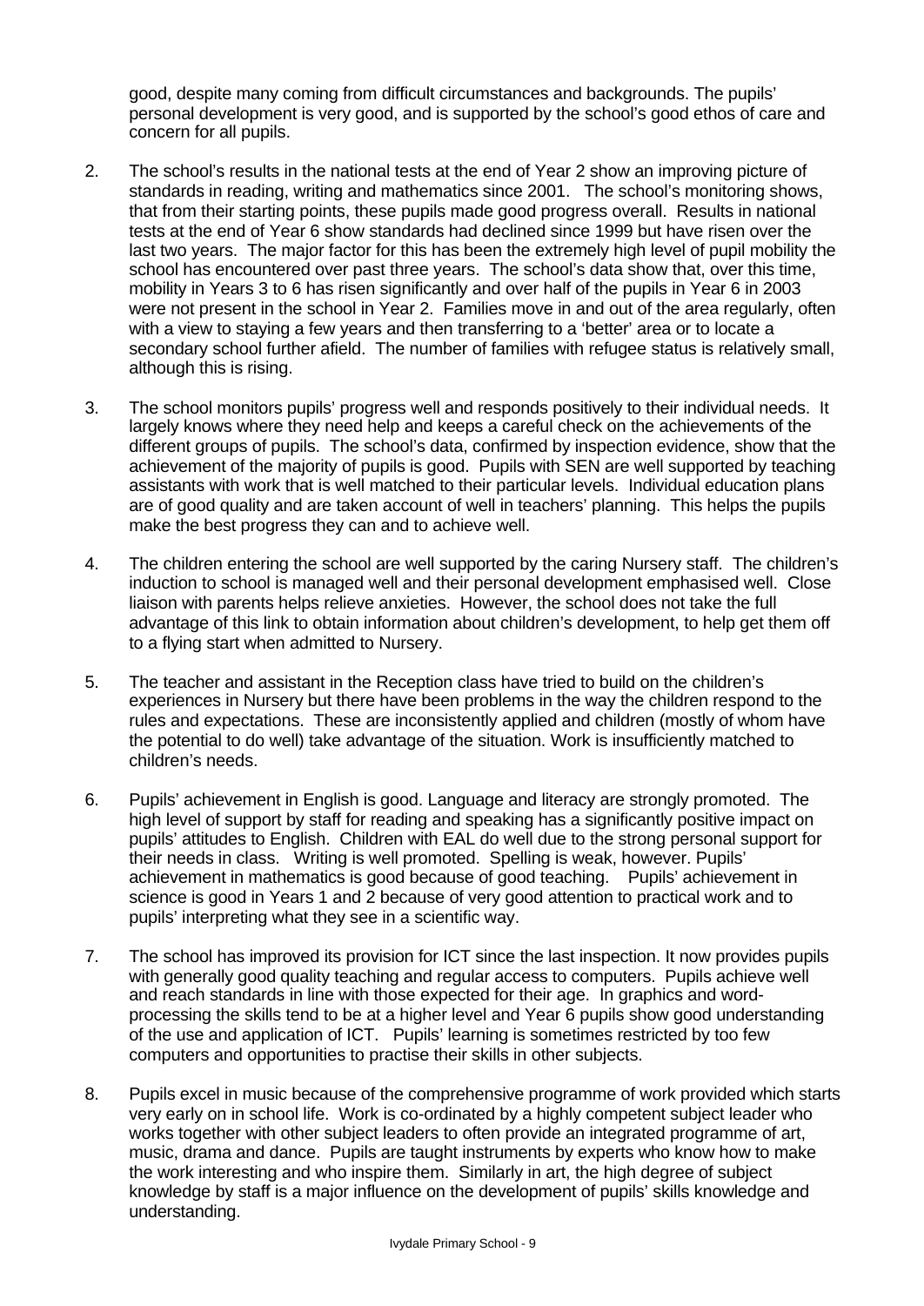good, despite many coming from difficult circumstances and backgrounds. The pupils' personal development is very good, and is supported by the school's good ethos of care and concern for all pupils.

2. The school's results in the national tests at the end of Year 2 show an improving picture of standards in reading, writing and mathematics since 2001. The school's monitoring shows, that from their starting points, these pupils made good progress overall. Results in national tests at the end of Year 6 show standards had declined since 1999 but have risen over the last two years. The major factor for this has been the extremely high level of pupil mobility the school has encountered over past three years. The school's data show that, over this time, mobility in Years 3 to 6 has risen significantly and over half of the pupils in Year 6 in 2003 were not present in the school in Year 2. Families move in and out of the area regularly, often with a view to staying a few years and then transferring to a 'better' area or to locate a secondary school further afield. The number of families with refugee status is relatively small, although this is rising.

3. The school monitors pupils' progress well and responds positively to their individual needs. It largely knows where they need help and keeps a careful check on the achievements of the different groups of pupils. The school's data, confirmed by inspection evidence, show that the achievement of the majority of pupils is good. Pupils with SEN are well supported by teaching assistants with work that is well matched to their particular levels. Individual education plans are of good quality and are taken account of well in teachers' planning. This helps the pupils make the best progress they can and to achieve well.

4. The children entering the school are well supported by the caring Nursery staff. The children's induction to school is managed well and their personal development emphasised well. Close liaison with parents helps relieve anxieties. However, the school does not take the full advantage of this link to obtain information about children's development, to help get them off to a flying start when admitted to Nursery.

5. The teacher and assistant in the Reception class have tried to build on the children's experiences in Nursery but there have been problems in the way the children respond to the rules and expectations. These are inconsistently applied and children (mostly of whom have the potential to do well) take advantage of the situation. Work is insufficiently matched to children's needs.

6. Pupils' achievement in English is good. Language and literacy are strongly promoted. The high level of support by staff for reading and speaking has a significantly positive impact on pupils' attitudes to English. Children with EAL do well due to the strong personal support for their needs in class. Writing is well promoted. Spelling is weak, however. Pupils' achievement in mathematics is good because of good teaching. Pupils' achievement in science is good in Years 1 and 2 because of very good attention to practical work and to pupils' interpreting what they see in a scientific way.

7. The school has improved its provision for ICT since the last inspection. It now provides pupils with generally good quality teaching and regular access to computers. Pupils achieve well and reach standards in line with those expected for their age. In graphics and word-processing the skills tend to be at a higher level and Year 6 pupils show good understanding of the use and application of ICT. Pupils' learning is sometimes restricted by too few computers and opportunities to practise their skills in other subjects.

8. Pupils excel in music because of the comprehensive programme of work provided which starts very early on in school life. Work is co-ordinated by a highly competent subject leader who works together with other subject leaders to often provide an integrated programme of art, music, drama and dance. Pupils are taught instruments by experts who know how to make the work interesting and who inspire them. Similarly in art, the high degree of subject knowledge by staff is a major influence on the development of pupils' skills knowledge and understanding.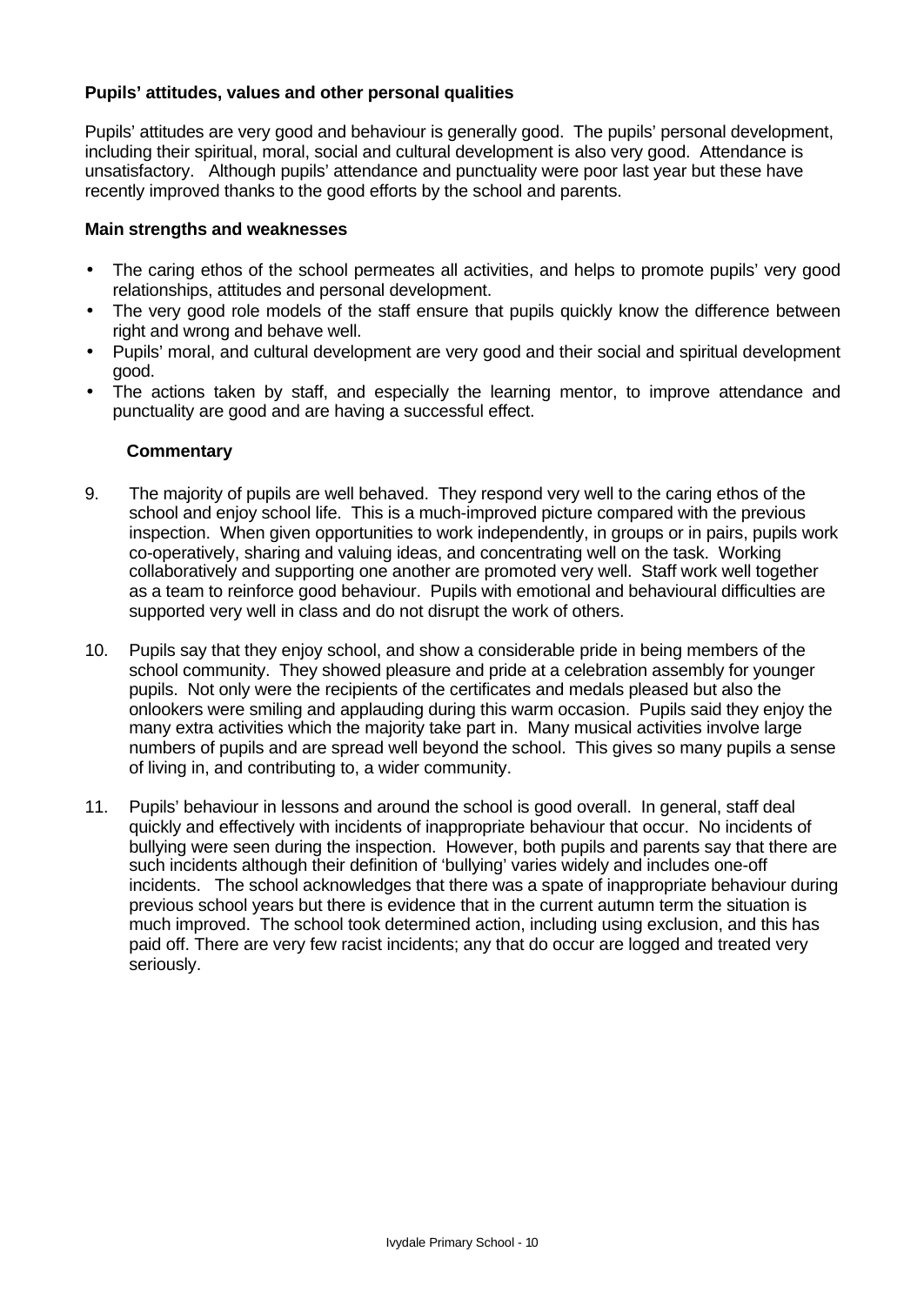**Pupils' attitudes, values and other personal qualities**

Pupils' attitudes are very good and behaviour is generally good. The pupils' personal development, including their spiritual, moral, social and cultural development is also very good. Attendance is unsatisfactory. Although pupils' attendance and punctuality were poor last year but these have recently improved thanks to the good efforts by the school and parents.

**Main strengths and weaknesses**

- The caring ethos of the school permeates all activities, and helps to promote pupils' very good relationships, attitudes and personal development.
- The very good role models of the staff ensure that pupils quickly know the difference between right and wrong and behave well.
- Pupils' moral, and cultural development are very good and their social and spiritual development good.
- The actions taken by staff, and especially the learning mentor, to improve attendance and punctuality are good and are having a successful effect.

**Commentary**

9. The majority of pupils are well behaved. They respond very well to the caring ethos of the school and enjoy school life. This is a much-improved picture compared with the previous inspection. When given opportunities to work independently, in groups or in pairs, pupils work co-operatively, sharing and valuing ideas, and concentrating well on the task. Working collaboratively and supporting one another are promoted very well. Staff work well together as a team to reinforce good behaviour. Pupils with emotional and behavioural difficulties are supported very well in class and do not disrupt the work of others.

10. Pupils say that they enjoy school, and show a considerable pride in being members of the school community. They showed pleasure and pride at a celebration assembly for younger pupils. Not only were the recipients of the certificates and medals pleased but also the onlookers were smiling and applauding during this warm occasion. Pupils said they enjoy the many extra activities which the majority take part in. Many musical activities involve large numbers of pupils and are spread well beyond the school. This gives so many pupils a sense of living in, and contributing to, a wider community.

11. Pupils' behaviour in lessons and around the school is good overall. In general, staff deal quickly and effectively with incidents of inappropriate behaviour that occur. No incidents of bullying were seen during the inspection. However, both pupils and parents say that there are such incidents although their definition of 'bullying' varies widely and includes one-off incidents. The school acknowledges that there was a spate of inappropriate behaviour during previous school years but there is evidence that in the current autumn term the situation is much improved. The school took determined action, including using exclusion, and this has paid off. There are very few racist incidents; any that do occur are logged and treated very seriously.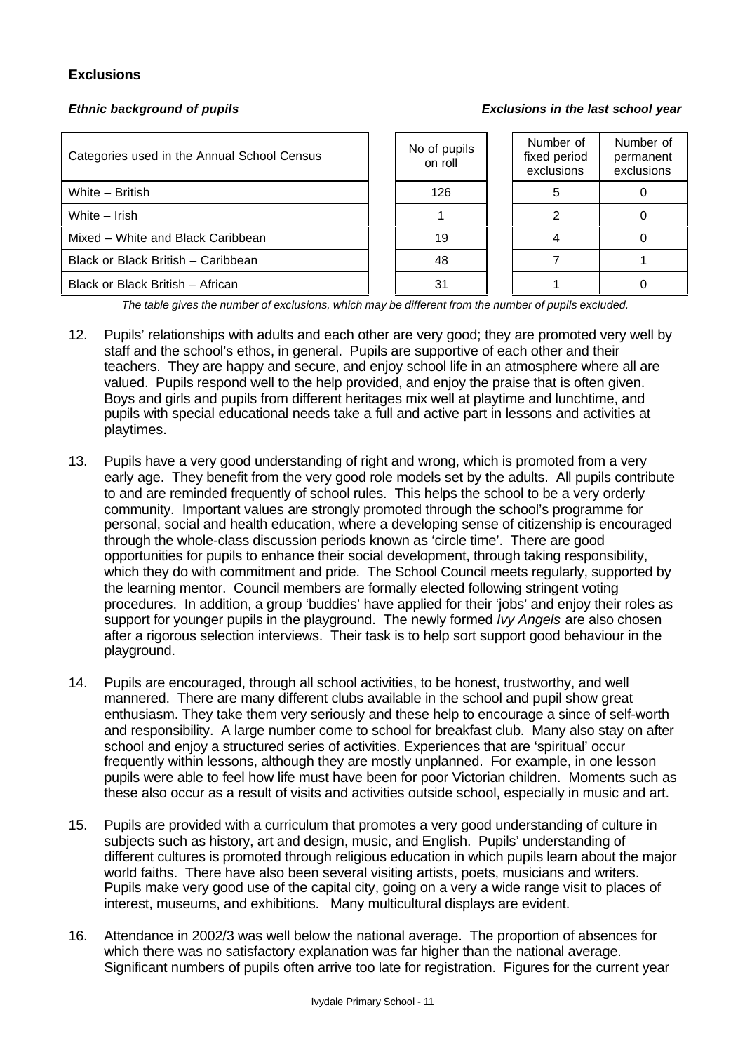### Exclusions

*Ethnic background of pupils* *Exclusions in the last school year*

| Categories used in the Annual School Census | No of pupils on roll | Number of fixed period exclusions | Number of permanent exclusions |
|---|---|---|---|
| White – British | 126 | 5 | 0 |
| White – Irish | 1 | 2 | 0 |
| Mixed – White and Black Caribbean | 19 | 4 | 0 |
| Black or Black British – Caribbean | 48 | 7 | 1 |
| Black or Black British – African | 31 | 1 | 0 |

*The table gives the number of exclusions, which may be different from the number of pupils excluded.*

12. Pupils' relationships with adults and each other are very good; they are promoted very well by staff and the school's ethos, in general. Pupils are supportive of each other and their teachers. They are happy and secure, and enjoy school life in an atmosphere where all are valued. Pupils respond well to the help provided, and enjoy the praise that is often given. Boys and girls and pupils from different heritages mix well at playtime and lunchtime, and pupils with special educational needs take a full and active part in lessons and activities at playtimes.

13. Pupils have a very good understanding of right and wrong, which is promoted from a very early age. They benefit from the very good role models set by the adults. All pupils contribute to and are reminded frequently of school rules. This helps the school to be a very orderly community. Important values are strongly promoted through the school's programme for personal, social and health education, where a developing sense of citizenship is encouraged through the whole-class discussion periods known as 'circle time'. There are good opportunities for pupils to enhance their social development, through taking responsibility, which they do with commitment and pride. The School Council meets regularly, supported by the learning mentor. Council members are formally elected following stringent voting procedures. In addition, a group 'buddies' have applied for their 'jobs' and enjoy their roles as support for younger pupils in the playground. The newly formed *Ivy Angels* are also chosen after a rigorous selection interviews. Their task is to help sort support good behaviour in the playground.

14. Pupils are encouraged, through all school activities, to be honest, trustworthy, and well mannered. There are many different clubs available in the school and pupil show great enthusiasm. They take them very seriously and these help to encourage a since of self-worth and responsibility. A large number come to school for breakfast club. Many also stay on after school and enjoy a structured series of activities. Experiences that are 'spiritual' occur frequently within lessons, although they are mostly unplanned. For example, in one lesson pupils were able to feel how life must have been for poor Victorian children. Moments such as these also occur as a result of visits and activities outside school, especially in music and art.

15. Pupils are provided with a curriculum that promotes a very good understanding of culture in subjects such as history, art and design, music, and English. Pupils' understanding of different cultures is promoted through religious education in which pupils learn about the major world faiths. There have also been several visiting artists, poets, musicians and writers. Pupils make very good use of the capital city, going on a very a wide range visit to places of interest, museums, and exhibitions. Many multicultural displays are evident.

16. Attendance in 2002/3 was well below the national average. The proportion of absences for which there was no satisfactory explanation was far higher than the national average. Significant numbers of pupils often arrive too late for registration. Figures for the current year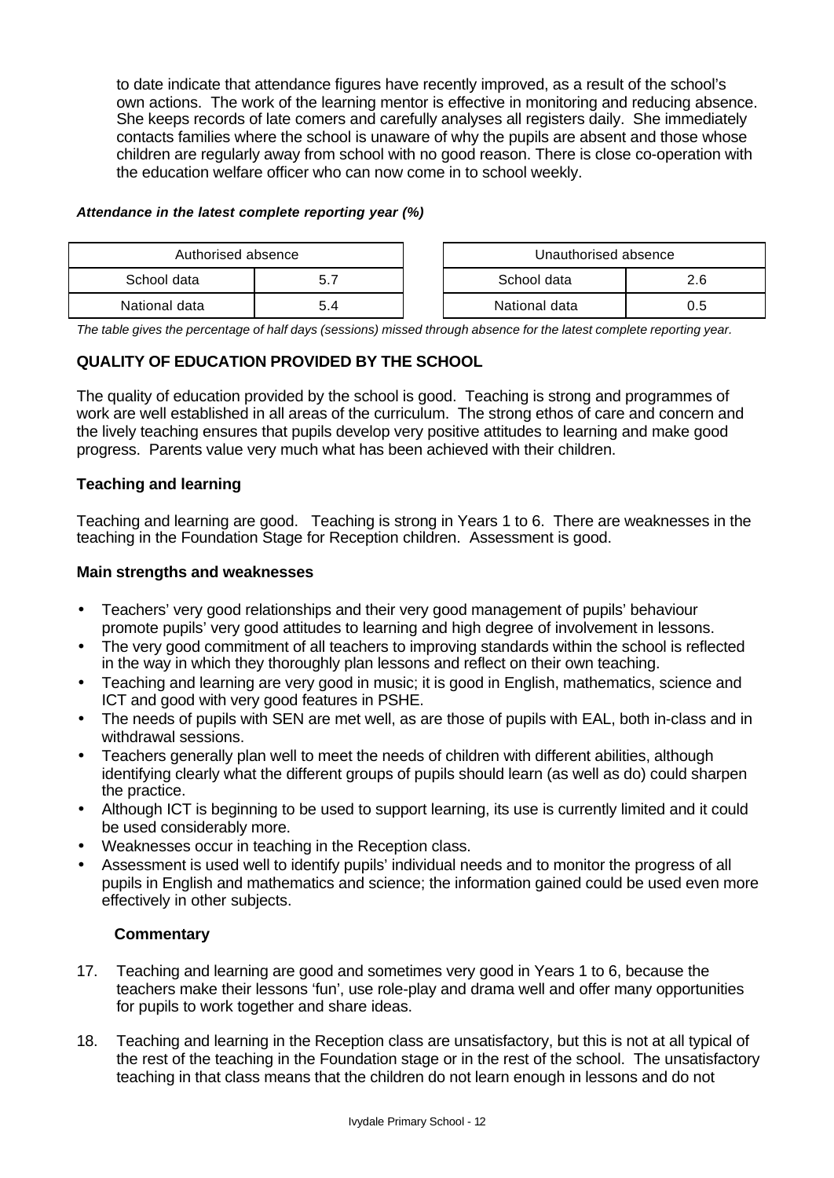to date indicate that attendance figures have recently improved, as a result of the school's own actions. The work of the learning mentor is effective in monitoring and reducing absence. She keeps records of late comers and carefully analyses all registers daily. She immediately contacts families where the school is unaware of why the pupils are absent and those whose children are regularly away from school with no good reason. There is close co-operation with the education welfare officer who can now come in to school weekly.

***Attendance in the latest complete reporting year (%)***

| Authorised absence | | | Unauthorised absence | |
|---|---|---|---|---|
| School data | 5.7 | | School data | 2.6 |
| National data | 5.4 | | National data | 0.5 |

*The table gives the percentage of half days (sessions) missed through absence for the latest complete reporting year.*

## QUALITY OF EDUCATION PROVIDED BY THE SCHOOL

The quality of education provided by the school is good. Teaching is strong and programmes of work are well established in all areas of the curriculum. The strong ethos of care and concern and the lively teaching ensures that pupils develop very positive attitudes to learning and make good progress. Parents value very much what has been achieved with their children.

### Teaching and learning

Teaching and learning are good. Teaching is strong in Years 1 to 6. There are weaknesses in the teaching in the Foundation Stage for Reception children. Assessment is good.

### Main strengths and weaknesses

- Teachers' very good relationships and their very good management of pupils' behaviour promote pupils' very good attitudes to learning and high degree of involvement in lessons.
- The very good commitment of all teachers to improving standards within the school is reflected in the way in which they thoroughly plan lessons and reflect on their own teaching.
- Teaching and learning are very good in music; it is good in English, mathematics, science and ICT and good with very good features in PSHE.
- The needs of pupils with SEN are met well, as are those of pupils with EAL, both in-class and in withdrawal sessions.
- Teachers generally plan well to meet the needs of children with different abilities, although identifying clearly what the different groups of pupils should learn (as well as do) could sharpen the practice.
- Although ICT is beginning to be used to support learning, its use is currently limited and it could be used considerably more.
- Weaknesses occur in teaching in the Reception class.
- Assessment is used well to identify pupils' individual needs and to monitor the progress of all pupils in English and mathematics and science; the information gained could be used even more effectively in other subjects.

### Commentary

17. Teaching and learning are good and sometimes very good in Years 1 to 6, because the teachers make their lessons 'fun', use role-play and drama well and offer many opportunities for pupils to work together and share ideas.

18. Teaching and learning in the Reception class are unsatisfactory, but this is not at all typical of the rest of the teaching in the Foundation stage or in the rest of the school. The unsatisfactory teaching in that class means that the children do not learn enough in lessons and do not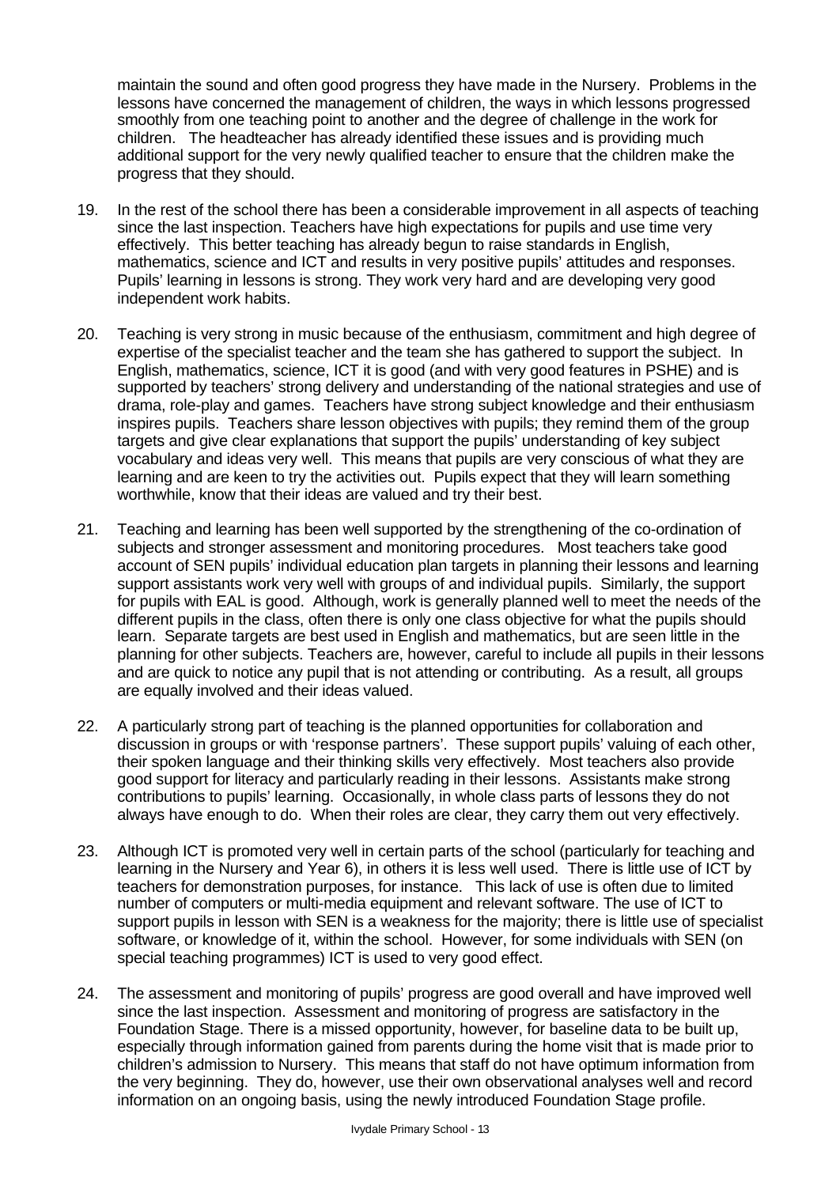maintain the sound and often good progress they have made in the Nursery. Problems in the lessons have concerned the management of children, the ways in which lessons progressed smoothly from one teaching point to another and the degree of challenge in the work for children. The headteacher has already identified these issues and is providing much additional support for the very newly qualified teacher to ensure that the children make the progress that they should.

19. In the rest of the school there has been a considerable improvement in all aspects of teaching since the last inspection. Teachers have high expectations for pupils and use time very effectively. This better teaching has already begun to raise standards in English, mathematics, science and ICT and results in very positive pupils' attitudes and responses. Pupils' learning in lessons is strong. They work very hard and are developing very good independent work habits.

20. Teaching is very strong in music because of the enthusiasm, commitment and high degree of expertise of the specialist teacher and the team she has gathered to support the subject. In English, mathematics, science, ICT it is good (and with very good features in PSHE) and is supported by teachers' strong delivery and understanding of the national strategies and use of drama, role-play and games. Teachers have strong subject knowledge and their enthusiasm inspires pupils. Teachers share lesson objectives with pupils; they remind them of the group targets and give clear explanations that support the pupils' understanding of key subject vocabulary and ideas very well. This means that pupils are very conscious of what they are learning and are keen to try the activities out. Pupils expect that they will learn something worthwhile, know that their ideas are valued and try their best.

21. Teaching and learning has been well supported by the strengthening of the co-ordination of subjects and stronger assessment and monitoring procedures. Most teachers take good account of SEN pupils' individual education plan targets in planning their lessons and learning support assistants work very well with groups of and individual pupils. Similarly, the support for pupils with EAL is good. Although, work is generally planned well to meet the needs of the different pupils in the class, often there is only one class objective for what the pupils should learn. Separate targets are best used in English and mathematics, but are seen little in the planning for other subjects. Teachers are, however, careful to include all pupils in their lessons and are quick to notice any pupil that is not attending or contributing. As a result, all groups are equally involved and their ideas valued.

22. A particularly strong part of teaching is the planned opportunities for collaboration and discussion in groups or with 'response partners'. These support pupils' valuing of each other, their spoken language and their thinking skills very effectively. Most teachers also provide good support for literacy and particularly reading in their lessons. Assistants make strong contributions to pupils' learning. Occasionally, in whole class parts of lessons they do not always have enough to do. When their roles are clear, they carry them out very effectively.

23. Although ICT is promoted very well in certain parts of the school (particularly for teaching and learning in the Nursery and Year 6), in others it is less well used. There is little use of ICT by teachers for demonstration purposes, for instance. This lack of use is often due to limited number of computers or multi-media equipment and relevant software. The use of ICT to support pupils in lesson with SEN is a weakness for the majority; there is little use of specialist software, or knowledge of it, within the school. However, for some individuals with SEN (on special teaching programmes) ICT is used to very good effect.

24. The assessment and monitoring of pupils' progress are good overall and have improved well since the last inspection. Assessment and monitoring of progress are satisfactory in the Foundation Stage. There is a missed opportunity, however, for baseline data to be built up, especially through information gained from parents during the home visit that is made prior to children's admission to Nursery. This means that staff do not have optimum information from the very beginning. They do, however, use their own observational analyses well and record information on an ongoing basis, using the newly introduced Foundation Stage profile.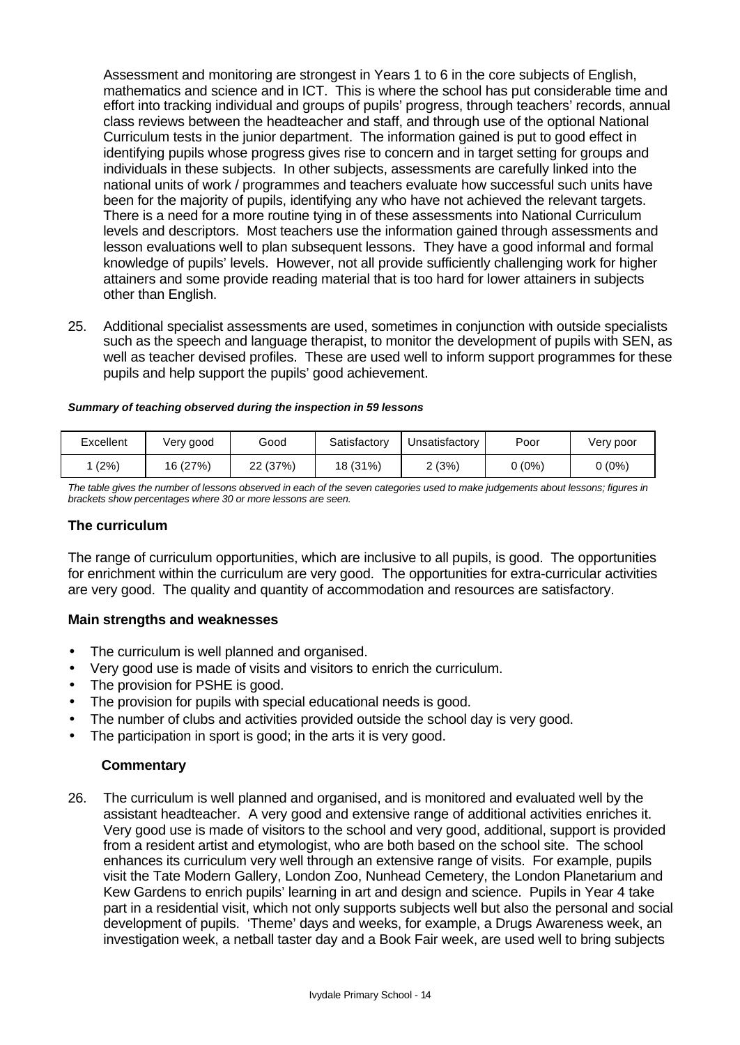Assessment and monitoring are strongest in Years 1 to 6 in the core subjects of English, mathematics and science and in ICT. This is where the school has put considerable time and effort into tracking individual and groups of pupils' progress, through teachers' records, annual class reviews between the headteacher and staff, and through use of the optional National Curriculum tests in the junior department. The information gained is put to good effect in identifying pupils whose progress gives rise to concern and in target setting for groups and individuals in these subjects. In other subjects, assessments are carefully linked into the national units of work / programmes and teachers evaluate how successful such units have been for the majority of pupils, identifying any who have not achieved the relevant targets. There is a need for a more routine tying in of these assessments into National Curriculum levels and descriptors. Most teachers use the information gained through assessments and lesson evaluations well to plan subsequent lessons. They have a good informal and formal knowledge of pupils' levels. However, not all provide sufficiently challenging work for higher attainers and some provide reading material that is too hard for lower attainers in subjects other than English.

25. Additional specialist assessments are used, sometimes in conjunction with outside specialists such as the speech and language therapist, to monitor the development of pupils with SEN, as well as teacher devised profiles. These are used well to inform support programmes for these pupils and help support the pupils' good achievement.

***Summary of teaching observed during the inspection in 59 lessons***

| Excellent | Very good | Good | Satisfactory | Unsatisfactory | Poor | Very poor |
|---|---|---|---|---|---|---|
| 1 (2%) | 16 (27%) | 22 (37%) | 18 (31%) | 2 (3%) | 0 (0%) | 0 (0%) |

*The table gives the number of lessons observed in each of the seven categories used to make judgements about lessons; figures in brackets show percentages where 30 or more lessons are seen.*

### The curriculum

The range of curriculum opportunities, which are inclusive to all pupils, is good. The opportunities for enrichment within the curriculum are very good. The opportunities for extra-curricular activities are very good. The quality and quantity of accommodation and resources are satisfactory.

#### Main strengths and weaknesses

- The curriculum is well planned and organised.
- Very good use is made of visits and visitors to enrich the curriculum.
- The provision for PSHE is good.
- The provision for pupils with special educational needs is good.
- The number of clubs and activities provided outside the school day is very good.
- The participation in sport is good; in the arts it is very good.

#### Commentary

26. The curriculum is well planned and organised, and is monitored and evaluated well by the assistant headteacher. A very good and extensive range of additional activities enriches it. Very good use is made of visitors to the school and very good, additional, support is provided from a resident artist and etymologist, who are both based on the school site. The school enhances its curriculum very well through an extensive range of visits. For example, pupils visit the Tate Modern Gallery, London Zoo, Nunhead Cemetery, the London Planetarium and Kew Gardens to enrich pupils' learning in art and design and science. Pupils in Year 4 take part in a residential visit, which not only supports subjects well but also the personal and social development of pupils. 'Theme' days and weeks, for example, a Drugs Awareness week, an investigation week, a netball taster day and a Book Fair week, are used well to bring subjects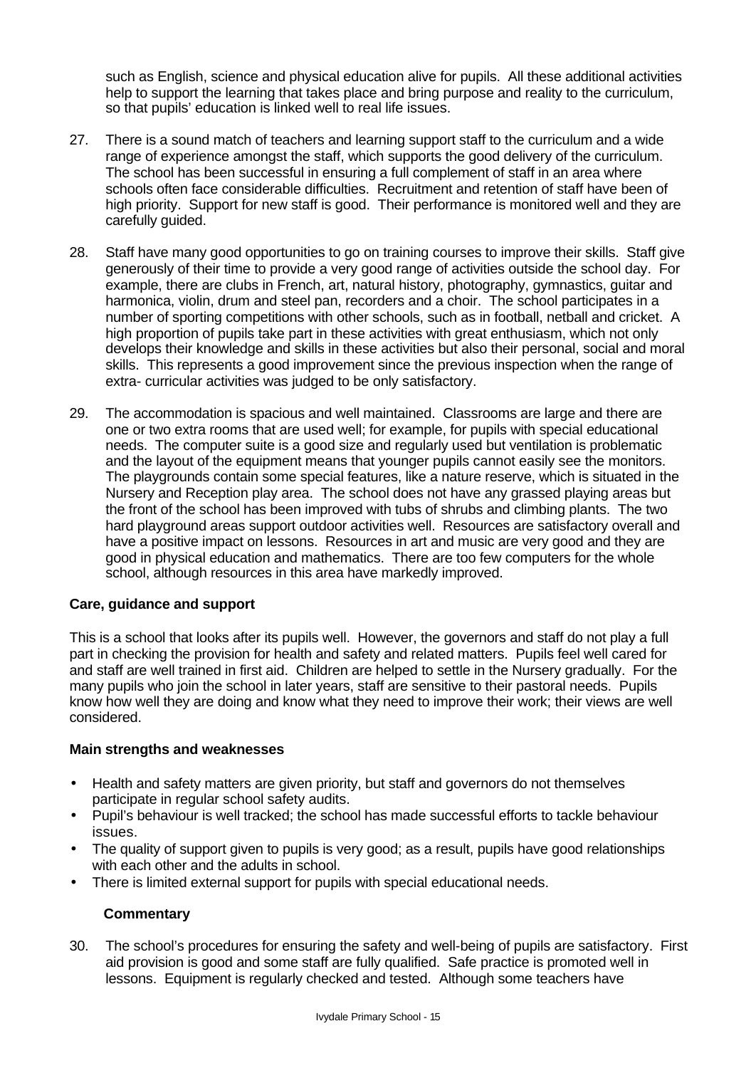such as English, science and physical education alive for pupils. All these additional activities help to support the learning that takes place and bring purpose and reality to the curriculum, so that pupils' education is linked well to real life issues.

27. There is a sound match of teachers and learning support staff to the curriculum and a wide range of experience amongst the staff, which supports the good delivery of the curriculum. The school has been successful in ensuring a full complement of staff in an area where schools often face considerable difficulties. Recruitment and retention of staff have been of high priority. Support for new staff is good. Their performance is monitored well and they are carefully guided.

28. Staff have many good opportunities to go on training courses to improve their skills. Staff give generously of their time to provide a very good range of activities outside the school day. For example, there are clubs in French, art, natural history, photography, gymnastics, guitar and harmonica, violin, drum and steel pan, recorders and a choir. The school participates in a number of sporting competitions with other schools, such as in football, netball and cricket. A high proportion of pupils take part in these activities with great enthusiasm, which not only develops their knowledge and skills in these activities but also their personal, social and moral skills. This represents a good improvement since the previous inspection when the range of extra- curricular activities was judged to be only satisfactory.

29. The accommodation is spacious and well maintained. Classrooms are large and there are one or two extra rooms that are used well; for example, for pupils with special educational needs. The computer suite is a good size and regularly used but ventilation is problematic and the layout of the equipment means that younger pupils cannot easily see the monitors. The playgrounds contain some special features, like a nature reserve, which is situated in the Nursery and Reception play area. The school does not have any grassed playing areas but the front of the school has been improved with tubs of shrubs and climbing plants. The two hard playground areas support outdoor activities well. Resources are satisfactory overall and have a positive impact on lessons. Resources in art and music are very good and they are good in physical education and mathematics. There are too few computers for the whole school, although resources in this area have markedly improved.

### Care, guidance and support

This is a school that looks after its pupils well. However, the governors and staff do not play a full part in checking the provision for health and safety and related matters. Pupils feel well cared for and staff are well trained in first aid. Children are helped to settle in the Nursery gradually. For the many pupils who join the school in later years, staff are sensitive to their pastoral needs. Pupils know how well they are doing and know what they need to improve their work; their views are well considered.

#### Main strengths and weaknesses

- Health and safety matters are given priority, but staff and governors do not themselves participate in regular school safety audits.
- Pupil's behaviour is well tracked; the school has made successful efforts to tackle behaviour issues.
- The quality of support given to pupils is very good; as a result, pupils have good relationships with each other and the adults in school.
- There is limited external support for pupils with special educational needs.

#### Commentary

30. The school's procedures for ensuring the safety and well-being of pupils are satisfactory. First aid provision is good and some staff are fully qualified. Safe practice is promoted well in lessons. Equipment is regularly checked and tested. Although some teachers have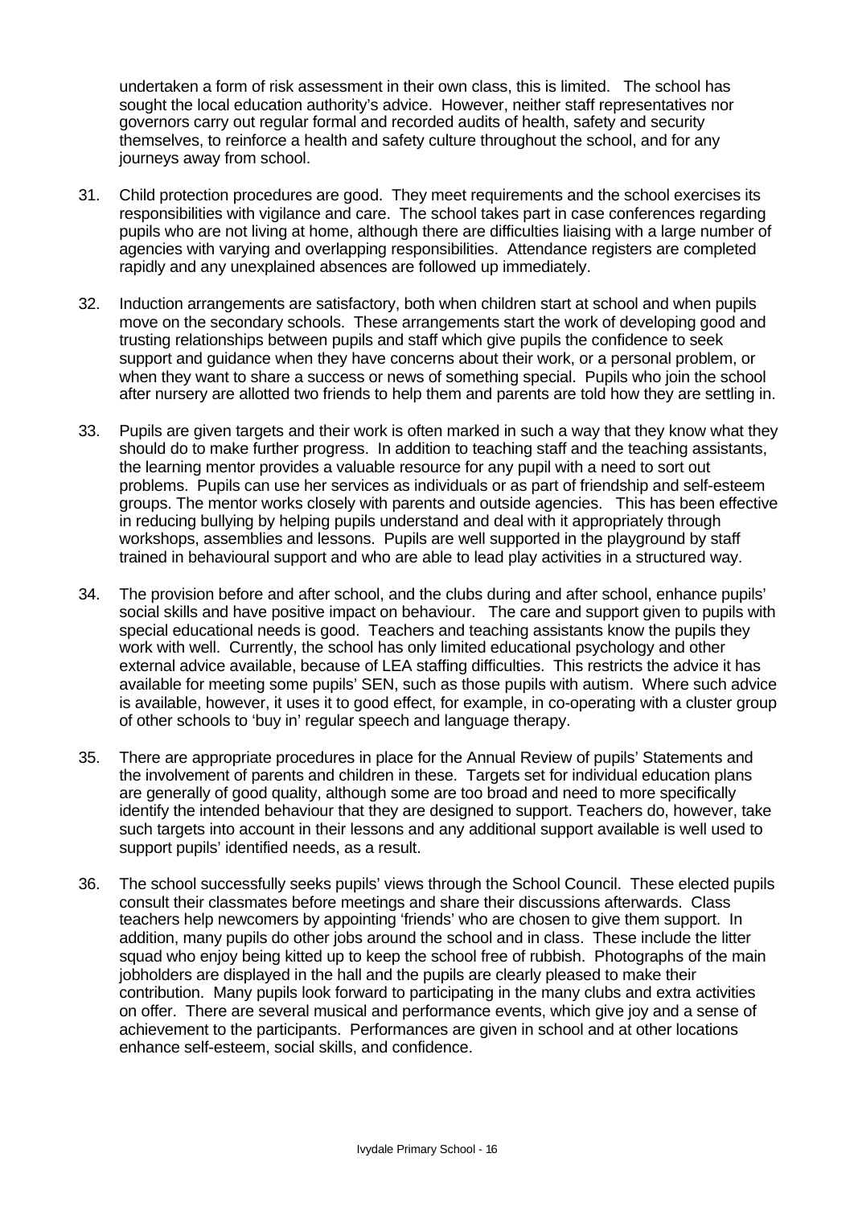undertaken a form of risk assessment in their own class, this is limited. The school has sought the local education authority's advice. However, neither staff representatives nor governors carry out regular formal and recorded audits of health, safety and security themselves, to reinforce a health and safety culture throughout the school, and for any journeys away from school.

31. Child protection procedures are good. They meet requirements and the school exercises its responsibilities with vigilance and care. The school takes part in case conferences regarding pupils who are not living at home, although there are difficulties liaising with a large number of agencies with varying and overlapping responsibilities. Attendance registers are completed rapidly and any unexplained absences are followed up immediately.

32. Induction arrangements are satisfactory, both when children start at school and when pupils move on the secondary schools. These arrangements start the work of developing good and trusting relationships between pupils and staff which give pupils the confidence to seek support and guidance when they have concerns about their work, or a personal problem, or when they want to share a success or news of something special. Pupils who join the school after nursery are allotted two friends to help them and parents are told how they are settling in.

33. Pupils are given targets and their work is often marked in such a way that they know what they should do to make further progress. In addition to teaching staff and the teaching assistants, the learning mentor provides a valuable resource for any pupil with a need to sort out problems. Pupils can use her services as individuals or as part of friendship and self-esteem groups. The mentor works closely with parents and outside agencies. This has been effective in reducing bullying by helping pupils understand and deal with it appropriately through workshops, assemblies and lessons. Pupils are well supported in the playground by staff trained in behavioural support and who are able to lead play activities in a structured way.

34. The provision before and after school, and the clubs during and after school, enhance pupils' social skills and have positive impact on behaviour. The care and support given to pupils with special educational needs is good. Teachers and teaching assistants know the pupils they work with well. Currently, the school has only limited educational psychology and other external advice available, because of LEA staffing difficulties. This restricts the advice it has available for meeting some pupils' SEN, such as those pupils with autism. Where such advice is available, however, it uses it to good effect, for example, in co-operating with a cluster group of other schools to 'buy in' regular speech and language therapy.

35. There are appropriate procedures in place for the Annual Review of pupils' Statements and the involvement of parents and children in these. Targets set for individual education plans are generally of good quality, although some are too broad and need to more specifically identify the intended behaviour that they are designed to support. Teachers do, however, take such targets into account in their lessons and any additional support available is well used to support pupils' identified needs, as a result.

36. The school successfully seeks pupils' views through the School Council. These elected pupils consult their classmates before meetings and share their discussions afterwards. Class teachers help newcomers by appointing 'friends' who are chosen to give them support. In addition, many pupils do other jobs around the school and in class. These include the litter squad who enjoy being kitted up to keep the school free of rubbish. Photographs of the main jobholders are displayed in the hall and the pupils are clearly pleased to make their contribution. Many pupils look forward to participating in the many clubs and extra activities on offer. There are several musical and performance events, which give joy and a sense of achievement to the participants. Performances are given in school and at other locations enhance self-esteem, social skills, and confidence.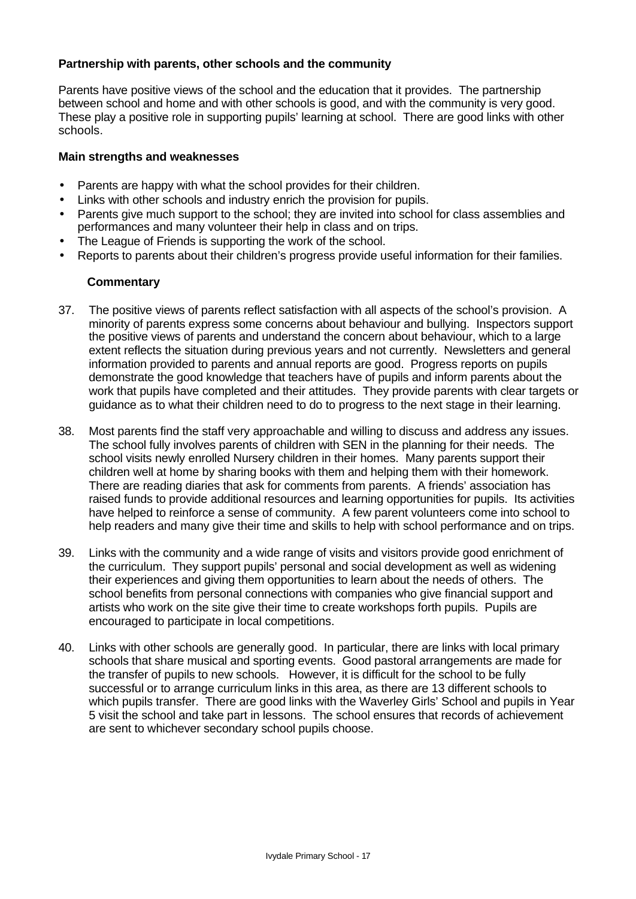**Partnership with parents, other schools and the community**

Parents have positive views of the school and the education that it provides. The partnership between school and home and with other schools is good, and with the community is very good. These play a positive role in supporting pupils' learning at school. There are good links with other schools.

**Main strengths and weaknesses**

- Parents are happy with what the school provides for their children.
- Links with other schools and industry enrich the provision for pupils.
- Parents give much support to the school; they are invited into school for class assemblies and performances and many volunteer their help in class and on trips.
- The League of Friends is supporting the work of the school.
- Reports to parents about their children's progress provide useful information for their families.

**Commentary**

37. The positive views of parents reflect satisfaction with all aspects of the school's provision. A minority of parents express some concerns about behaviour and bullying. Inspectors support the positive views of parents and understand the concern about behaviour, which to a large extent reflects the situation during previous years and not currently. Newsletters and general information provided to parents and annual reports are good. Progress reports on pupils demonstrate the good knowledge that teachers have of pupils and inform parents about the work that pupils have completed and their attitudes. They provide parents with clear targets or guidance as to what their children need to do to progress to the next stage in their learning.

38. Most parents find the staff very approachable and willing to discuss and address any issues. The school fully involves parents of children with SEN in the planning for their needs. The school visits newly enrolled Nursery children in their homes. Many parents support their children well at home by sharing books with them and helping them with their homework. There are reading diaries that ask for comments from parents. A friends' association has raised funds to provide additional resources and learning opportunities for pupils. Its activities have helped to reinforce a sense of community. A few parent volunteers come into school to help readers and many give their time and skills to help with school performance and on trips.

39. Links with the community and a wide range of visits and visitors provide good enrichment of the curriculum. They support pupils' personal and social development as well as widening their experiences and giving them opportunities to learn about the needs of others. The school benefits from personal connections with companies who give financial support and artists who work on the site give their time to create workshops forth pupils. Pupils are encouraged to participate in local competitions.

40. Links with other schools are generally good. In particular, there are links with local primary schools that share musical and sporting events. Good pastoral arrangements are made for the transfer of pupils to new schools. However, it is difficult for the school to be fully successful or to arrange curriculum links in this area, as there are 13 different schools to which pupils transfer. There are good links with the Waverley Girls' School and pupils in Year 5 visit the school and take part in lessons. The school ensures that records of achievement are sent to whichever secondary school pupils choose.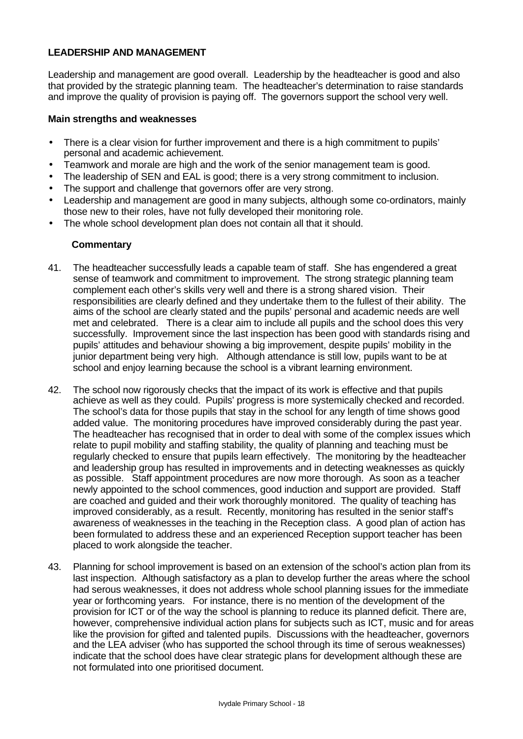**LEADERSHIP AND MANAGEMENT**

Leadership and management are good overall. Leadership by the headteacher is good and also that provided by the strategic planning team. The headteacher's determination to raise standards and improve the quality of provision is paying off. The governors support the school very well.

**Main strengths and weaknesses**

- There is a clear vision for further improvement and there is a high commitment to pupils' personal and academic achievement.
- Teamwork and morale are high and the work of the senior management team is good.
- The leadership of SEN and EAL is good; there is a very strong commitment to inclusion.
- The support and challenge that governors offer are very strong.
- Leadership and management are good in many subjects, although some co-ordinators, mainly those new to their roles, have not fully developed their monitoring role.
- The whole school development plan does not contain all that it should.

**Commentary**

41. The headteacher successfully leads a capable team of staff. She has engendered a great sense of teamwork and commitment to improvement. The strong strategic planning team complement each other's skills very well and there is a strong shared vision. Their responsibilities are clearly defined and they undertake them to the fullest of their ability. The aims of the school are clearly stated and the pupils' personal and academic needs are well met and celebrated. There is a clear aim to include all pupils and the school does this very successfully. Improvement since the last inspection has been good with standards rising and pupils' attitudes and behaviour showing a big improvement, despite pupils' mobility in the junior department being very high. Although attendance is still low, pupils want to be at school and enjoy learning because the school is a vibrant learning environment.

42. The school now rigorously checks that the impact of its work is effective and that pupils achieve as well as they could. Pupils' progress is more systemically checked and recorded. The school's data for those pupils that stay in the school for any length of time shows good added value. The monitoring procedures have improved considerably during the past year. The headteacher has recognised that in order to deal with some of the complex issues which relate to pupil mobility and staffing stability, the quality of planning and teaching must be regularly checked to ensure that pupils learn effectively. The monitoring by the headteacher and leadership group has resulted in improvements and in detecting weaknesses as quickly as possible. Staff appointment procedures are now more thorough. As soon as a teacher newly appointed to the school commences, good induction and support are provided. Staff are coached and guided and their work thoroughly monitored. The quality of teaching has improved considerably, as a result. Recently, monitoring has resulted in the senior staff's awareness of weaknesses in the teaching in the Reception class. A good plan of action has been formulated to address these and an experienced Reception support teacher has been placed to work alongside the teacher.

43. Planning for school improvement is based on an extension of the school's action plan from its last inspection. Although satisfactory as a plan to develop further the areas where the school had serous weaknesses, it does not address whole school planning issues for the immediate year or forthcoming years. For instance, there is no mention of the development of the provision for ICT or of the way the school is planning to reduce its planned deficit. There are, however, comprehensive individual action plans for subjects such as ICT, music and for areas like the provision for gifted and talented pupils. Discussions with the headteacher, governors and the LEA adviser (who has supported the school through its time of serous weaknesses) indicate that the school does have clear strategic plans for development although these are not formulated into one prioritised document.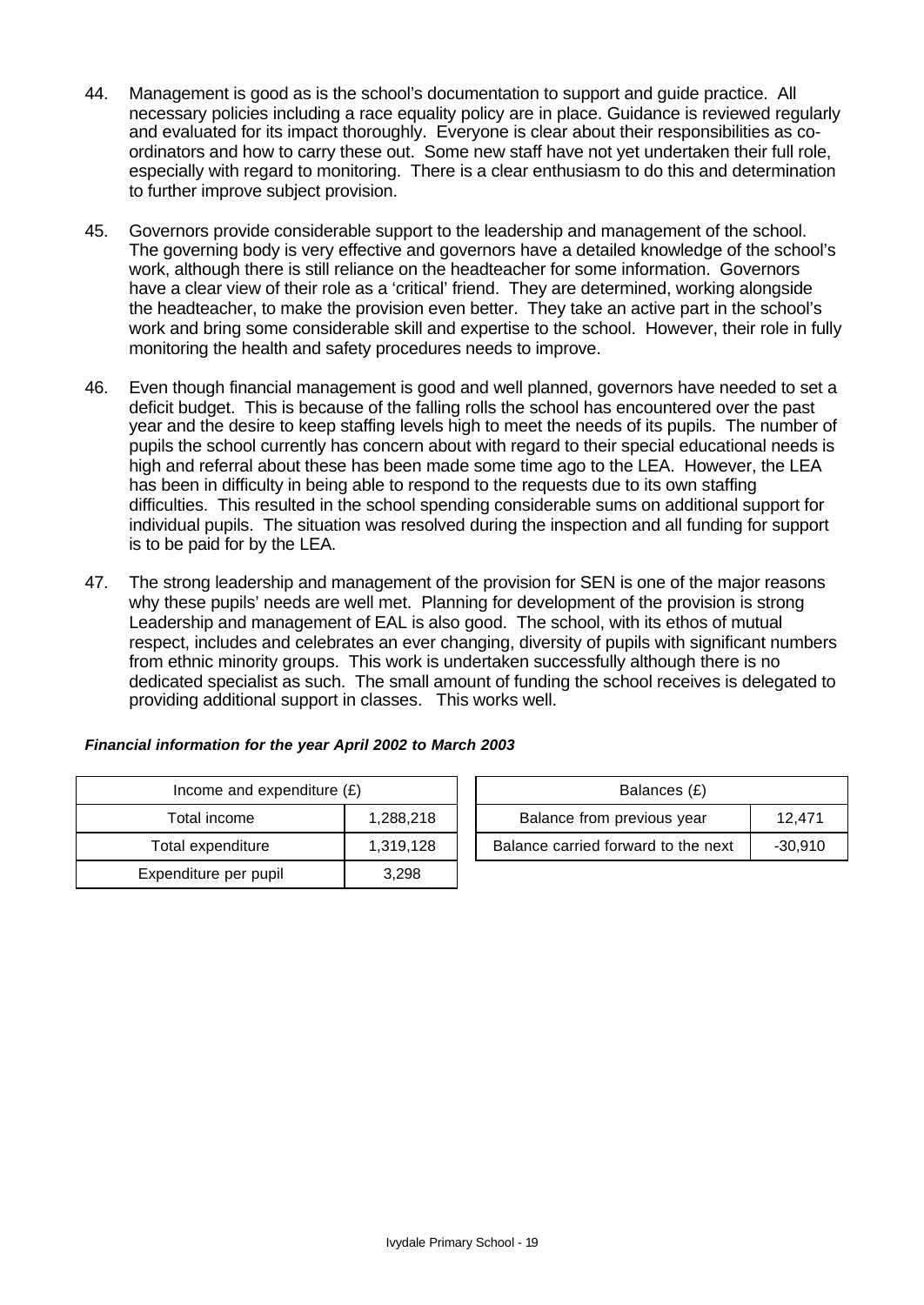44. Management is good as is the school's documentation to support and guide practice. All necessary policies including a race equality policy are in place. Guidance is reviewed regularly and evaluated for its impact thoroughly. Everyone is clear about their responsibilities as co-ordinators and how to carry these out. Some new staff have not yet undertaken their full role, especially with regard to monitoring. There is a clear enthusiasm to do this and determination to further improve subject provision.

45. Governors provide considerable support to the leadership and management of the school. The governing body is very effective and governors have a detailed knowledge of the school's work, although there is still reliance on the headteacher for some information. Governors have a clear view of their role as a 'critical' friend. They are determined, working alongside the headteacher, to make the provision even better. They take an active part in the school's work and bring some considerable skill and expertise to the school. However, their role in fully monitoring the health and safety procedures needs to improve.

46. Even though financial management is good and well planned, governors have needed to set a deficit budget. This is because of the falling rolls the school has encountered over the past year and the desire to keep staffing levels high to meet the needs of its pupils. The number of pupils the school currently has concern about with regard to their special educational needs is high and referral about these has been made some time ago to the LEA. However, the LEA has been in difficulty in being able to respond to the requests due to its own staffing difficulties. This resulted in the school spending considerable sums on additional support for individual pupils. The situation was resolved during the inspection and all funding for support is to be paid for by the LEA.

47. The strong leadership and management of the provision for SEN is one of the major reasons why these pupils' needs are well met. Planning for development of the provision is strong Leadership and management of EAL is also good. The school, with its ethos of mutual respect, includes and celebrates an ever changing, diversity of pupils with significant numbers from ethnic minority groups. This work is undertaken successfully although there is no dedicated specialist as such. The small amount of funding the school receives is delegated to providing additional support in classes. This works well.

***Financial information for the year April 2002 to March 2003***

| Income and expenditure (£) | |
|---|---|
| Total income | 1,288,218 |
| Total expenditure | 1,319,128 |
| Expenditure per pupil | 3,298 |

| Balances (£) | |
|---|---|
| Balance from previous year | 12,471 |
| Balance carried forward to the next | -30,910 |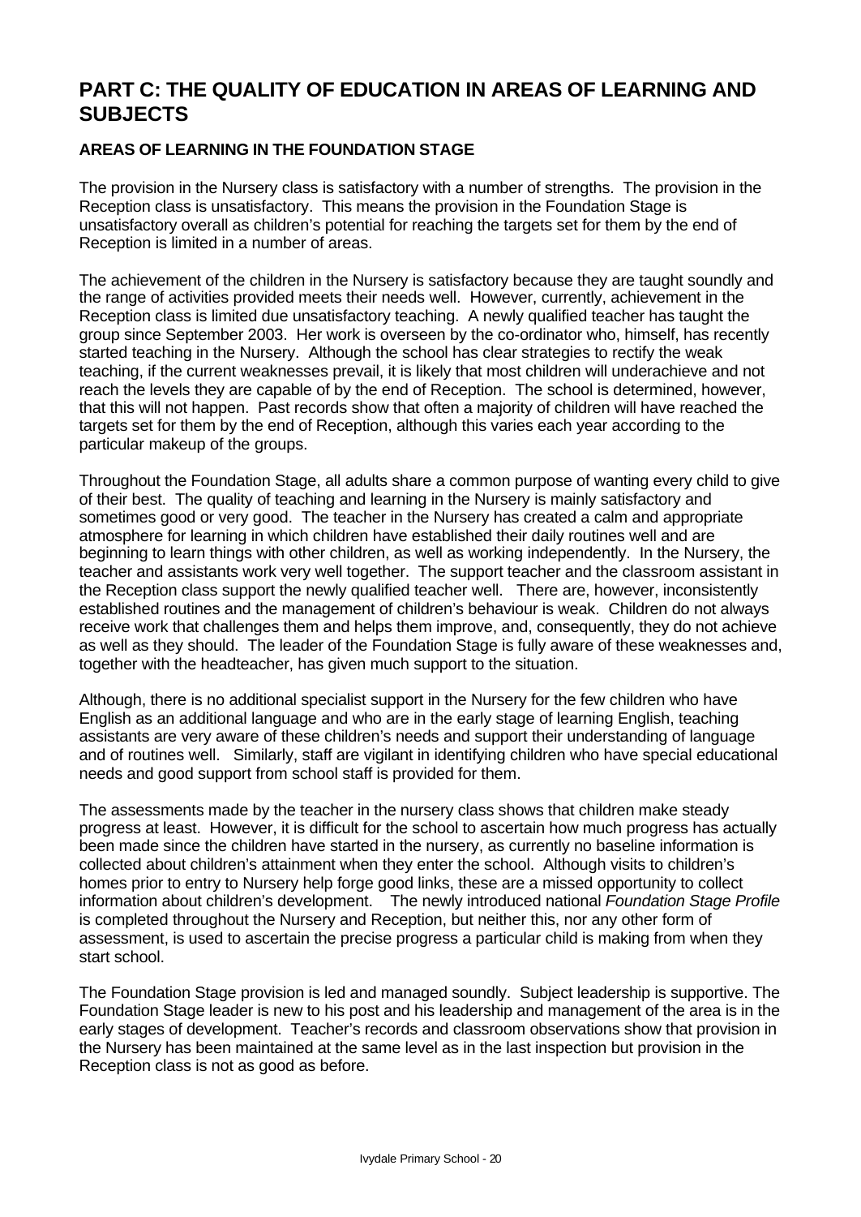# PART C: THE QUALITY OF EDUCATION IN AREAS OF LEARNING AND SUBJECTS

### AREAS OF LEARNING IN THE FOUNDATION STAGE

The provision in the Nursery class is satisfactory with a number of strengths. The provision in the Reception class is unsatisfactory. This means the provision in the Foundation Stage is unsatisfactory overall as children's potential for reaching the targets set for them by the end of Reception is limited in a number of areas.

The achievement of the children in the Nursery is satisfactory because they are taught soundly and the range of activities provided meets their needs well. However, currently, achievement in the Reception class is limited due unsatisfactory teaching. A newly qualified teacher has taught the group since September 2003. Her work is overseen by the co-ordinator who, himself, has recently started teaching in the Nursery. Although the school has clear strategies to rectify the weak teaching, if the current weaknesses prevail, it is likely that most children will underachieve and not reach the levels they are capable of by the end of Reception. The school is determined, however, that this will not happen. Past records show that often a majority of children will have reached the targets set for them by the end of Reception, although this varies each year according to the particular makeup of the groups.

Throughout the Foundation Stage, all adults share a common purpose of wanting every child to give of their best. The quality of teaching and learning in the Nursery is mainly satisfactory and sometimes good or very good. The teacher in the Nursery has created a calm and appropriate atmosphere for learning in which children have established their daily routines well and are beginning to learn things with other children, as well as working independently. In the Nursery, the teacher and assistants work very well together. The support teacher and the classroom assistant in the Reception class support the newly qualified teacher well. There are, however, inconsistently established routines and the management of children's behaviour is weak. Children do not always receive work that challenges them and helps them improve, and, consequently, they do not achieve as well as they should. The leader of the Foundation Stage is fully aware of these weaknesses and, together with the headteacher, has given much support to the situation.

Although, there is no additional specialist support in the Nursery for the few children who have English as an additional language and who are in the early stage of learning English, teaching assistants are very aware of these children's needs and support their understanding of language and of routines well. Similarly, staff are vigilant in identifying children who have special educational needs and good support from school staff is provided for them.

The assessments made by the teacher in the nursery class shows that children make steady progress at least. However, it is difficult for the school to ascertain how much progress has actually been made since the children have started in the nursery, as currently no baseline information is collected about children's attainment when they enter the school. Although visits to children's homes prior to entry to Nursery help forge good links, these are a missed opportunity to collect information about children's development. The newly introduced national *Foundation Stage Profile* is completed throughout the Nursery and Reception, but neither this, nor any other form of assessment, is used to ascertain the precise progress a particular child is making from when they start school.

The Foundation Stage provision is led and managed soundly. Subject leadership is supportive. The Foundation Stage leader is new to his post and his leadership and management of the area is in the early stages of development. Teacher's records and classroom observations show that provision in the Nursery has been maintained at the same level as in the last inspection but provision in the Reception class is not as good as before.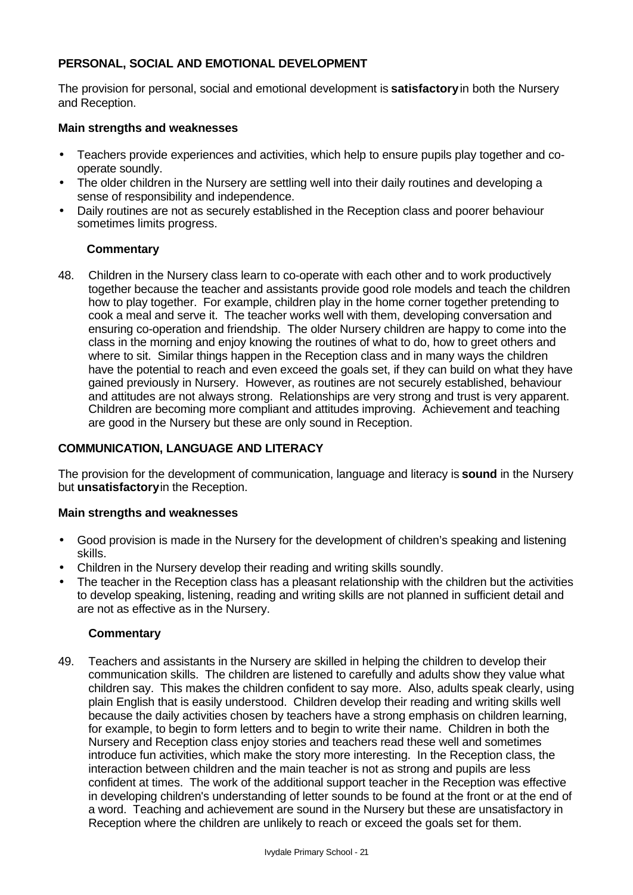## PERSONAL, SOCIAL AND EMOTIONAL DEVELOPMENT

The provision for personal, social and emotional development is **satisfactory** in both the Nursery and Reception.

### Main strengths and weaknesses

- Teachers provide experiences and activities, which help to ensure pupils play together and co-operate soundly.
- The older children in the Nursery are settling well into their daily routines and developing a sense of responsibility and independence.
- Daily routines are not as securely established in the Reception class and poorer behaviour sometimes limits progress.

### Commentary

48. Children in the Nursery class learn to co-operate with each other and to work productively together because the teacher and assistants provide good role models and teach the children how to play together. For example, children play in the home corner together pretending to cook a meal and serve it. The teacher works well with them, developing conversation and ensuring co-operation and friendship. The older Nursery children are happy to come into the class in the morning and enjoy knowing the routines of what to do, how to greet others and where to sit. Similar things happen in the Reception class and in many ways the children have the potential to reach and even exceed the goals set, if they can build on what they have gained previously in Nursery. However, as routines are not securely established, behaviour and attitudes are not always strong. Relationships are very strong and trust is very apparent. Children are becoming more compliant and attitudes improving. Achievement and teaching are good in the Nursery but these are only sound in Reception.

## COMMUNICATION, LANGUAGE AND LITERACY

The provision for the development of communication, language and literacy is **sound** in the Nursery but **unsatisfactory** in the Reception.

### Main strengths and weaknesses

- Good provision is made in the Nursery for the development of children's speaking and listening skills.
- Children in the Nursery develop their reading and writing skills soundly.
- The teacher in the Reception class has a pleasant relationship with the children but the activities to develop speaking, listening, reading and writing skills are not planned in sufficient detail and are not as effective as in the Nursery.

### Commentary

49. Teachers and assistants in the Nursery are skilled in helping the children to develop their communication skills. The children are listened to carefully and adults show they value what children say. This makes the children confident to say more. Also, adults speak clearly, using plain English that is easily understood. Children develop their reading and writing skills well because the daily activities chosen by teachers have a strong emphasis on children learning, for example, to begin to form letters and to begin to write their name. Children in both the Nursery and Reception class enjoy stories and teachers read these well and sometimes introduce fun activities, which make the story more interesting. In the Reception class, the interaction between children and the main teacher is not as strong and pupils are less confident at times. The work of the additional support teacher in the Reception was effective in developing children's understanding of letter sounds to be found at the front or at the end of a word. Teaching and achievement are sound in the Nursery but these are unsatisfactory in Reception where the children are unlikely to reach or exceed the goals set for them.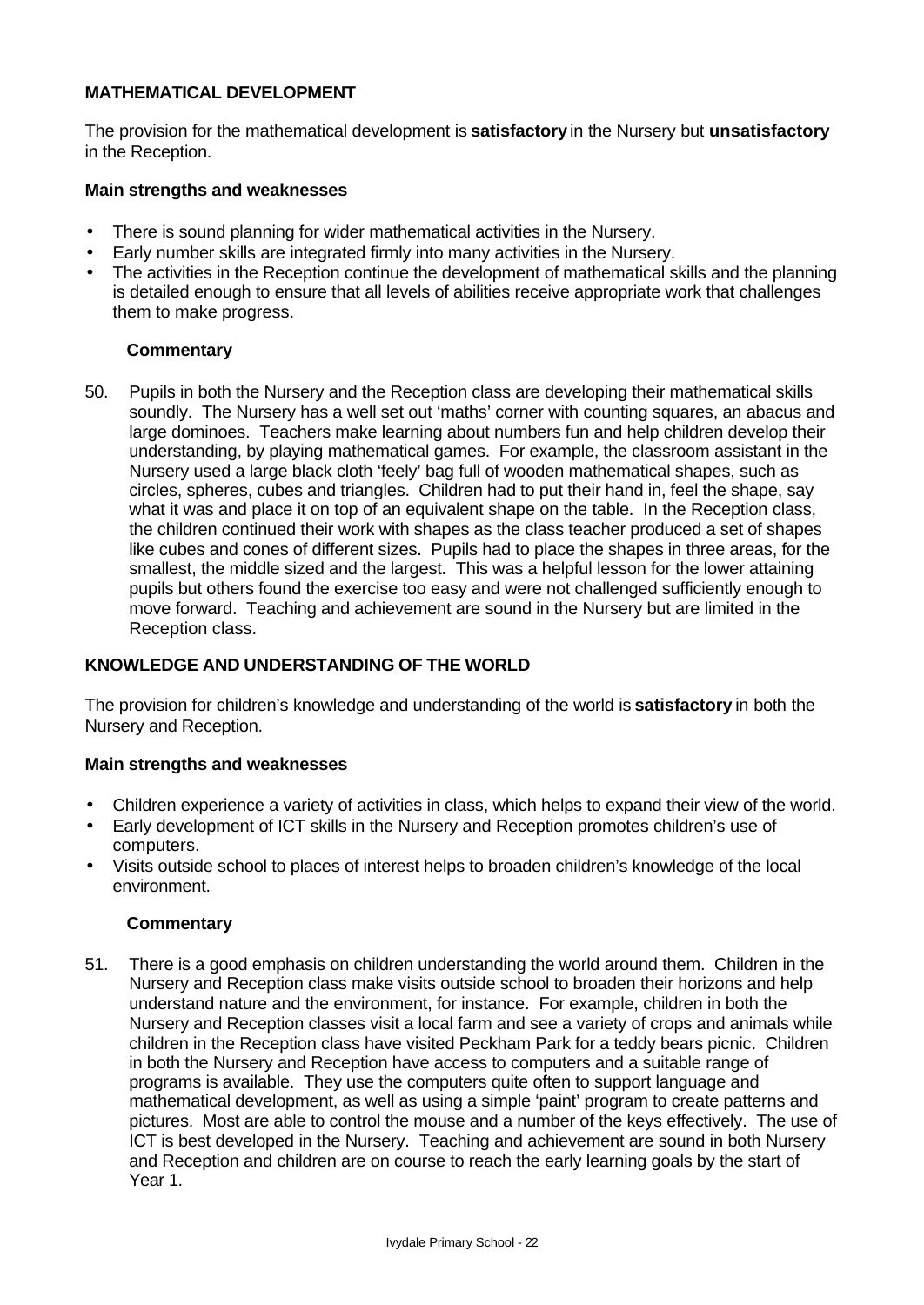## MATHEMATICAL DEVELOPMENT

The provision for the mathematical development is **satisfactory** in the Nursery but **unsatisfactory** in the Reception.

### Main strengths and weaknesses

- There is sound planning for wider mathematical activities in the Nursery.
- Early number skills are integrated firmly into many activities in the Nursery.
- The activities in the Reception continue the development of mathematical skills and the planning is detailed enough to ensure that all levels of abilities receive appropriate work that challenges them to make progress.

### Commentary

50. Pupils in both the Nursery and the Reception class are developing their mathematical skills soundly. The Nursery has a well set out 'maths' corner with counting squares, an abacus and large dominoes. Teachers make learning about numbers fun and help children develop their understanding, by playing mathematical games. For example, the classroom assistant in the Nursery used a large black cloth 'feely' bag full of wooden mathematical shapes, such as circles, spheres, cubes and triangles. Children had to put their hand in, feel the shape, say what it was and place it on top of an equivalent shape on the table. In the Reception class, the children continued their work with shapes as the class teacher produced a set of shapes like cubes and cones of different sizes. Pupils had to place the shapes in three areas, for the smallest, the middle sized and the largest. This was a helpful lesson for the lower attaining pupils but others found the exercise too easy and were not challenged sufficiently enough to move forward. Teaching and achievement are sound in the Nursery but are limited in the Reception class.

## KNOWLEDGE AND UNDERSTANDING OF THE WORLD

The provision for children's knowledge and understanding of the world is **satisfactory** in both the Nursery and Reception.

### Main strengths and weaknesses

- Children experience a variety of activities in class, which helps to expand their view of the world.
- Early development of ICT skills in the Nursery and Reception promotes children's use of computers.
- Visits outside school to places of interest helps to broaden children's knowledge of the local environment.

### Commentary

51. There is a good emphasis on children understanding the world around them. Children in the Nursery and Reception class make visits outside school to broaden their horizons and help understand nature and the environment, for instance. For example, children in both the Nursery and Reception classes visit a local farm and see a variety of crops and animals while children in the Reception class have visited Peckham Park for a teddy bears picnic. Children in both the Nursery and Reception have access to computers and a suitable range of programs is available. They use the computers quite often to support language and mathematical development, as well as using a simple 'paint' program to create patterns and pictures. Most are able to control the mouse and a number of the keys effectively. The use of ICT is best developed in the Nursery. Teaching and achievement are sound in both Nursery and Reception and children are on course to reach the early learning goals by the start of Year 1.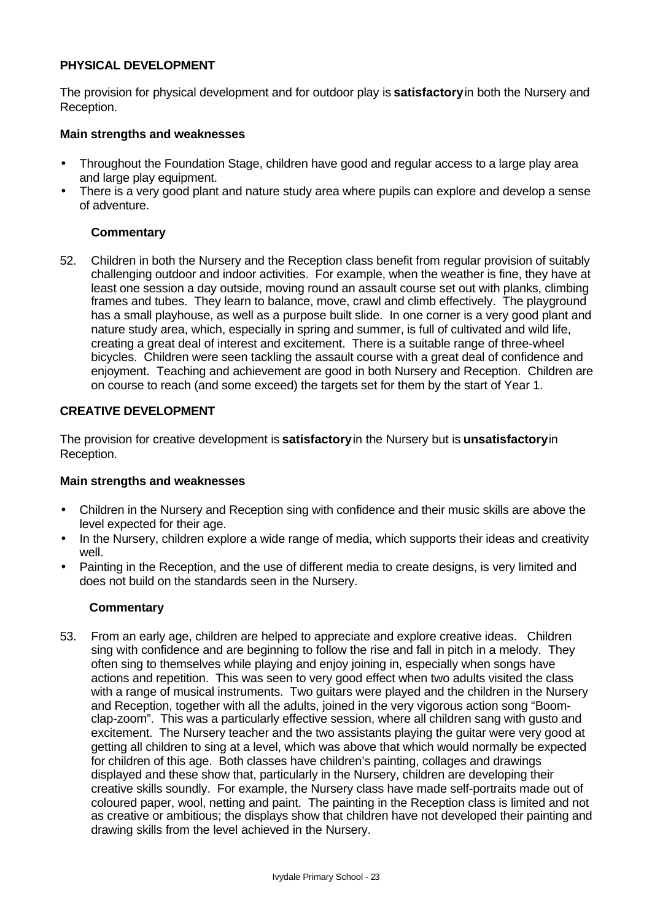### PHYSICAL DEVELOPMENT

The provision for physical development and for outdoor play is **satisfactory** in both the Nursery and Reception.

**Main strengths and weaknesses**

- Throughout the Foundation Stage, children have good and regular access to a large play area and large play equipment.
- There is a very good plant and nature study area where pupils can explore and develop a sense of adventure.

**Commentary**

52. Children in both the Nursery and the Reception class benefit from regular provision of suitably challenging outdoor and indoor activities. For example, when the weather is fine, they have at least one session a day outside, moving round an assault course set out with planks, climbing frames and tubes. They learn to balance, move, crawl and climb effectively. The playground has a small playhouse, as well as a purpose built slide. In one corner is a very good plant and nature study area, which, especially in spring and summer, is full of cultivated and wild life, creating a great deal of interest and excitement. There is a suitable range of three-wheel bicycles. Children were seen tackling the assault course with a great deal of confidence and enjoyment. Teaching and achievement are good in both Nursery and Reception. Children are on course to reach (and some exceed) the targets set for them by the start of Year 1.

### CREATIVE DEVELOPMENT

The provision for creative development is **satisfactory** in the Nursery but is **unsatisfactory** in Reception.

**Main strengths and weaknesses**

- Children in the Nursery and Reception sing with confidence and their music skills are above the level expected for their age.
- In the Nursery, children explore a wide range of media, which supports their ideas and creativity well.
- Painting in the Reception, and the use of different media to create designs, is very limited and does not build on the standards seen in the Nursery.

**Commentary**

53. From an early age, children are helped to appreciate and explore creative ideas. Children sing with confidence and are beginning to follow the rise and fall in pitch in a melody. They often sing to themselves while playing and enjoy joining in, especially when songs have actions and repetition. This was seen to very good effect when two adults visited the class with a range of musical instruments. Two guitars were played and the children in the Nursery and Reception, together with all the adults, joined in the very vigorous action song "Boom-clap-zoom". This was a particularly effective session, where all children sang with gusto and excitement. The Nursery teacher and the two assistants playing the guitar were very good at getting all children to sing at a level, which was above that which would normally be expected for children of this age. Both classes have children's painting, collages and drawings displayed and these show that, particularly in the Nursery, children are developing their creative skills soundly. For example, the Nursery class have made self-portraits made out of coloured paper, wool, netting and paint. The painting in the Reception class is limited and not as creative or ambitious; the displays show that children have not developed their painting and drawing skills from the level achieved in the Nursery.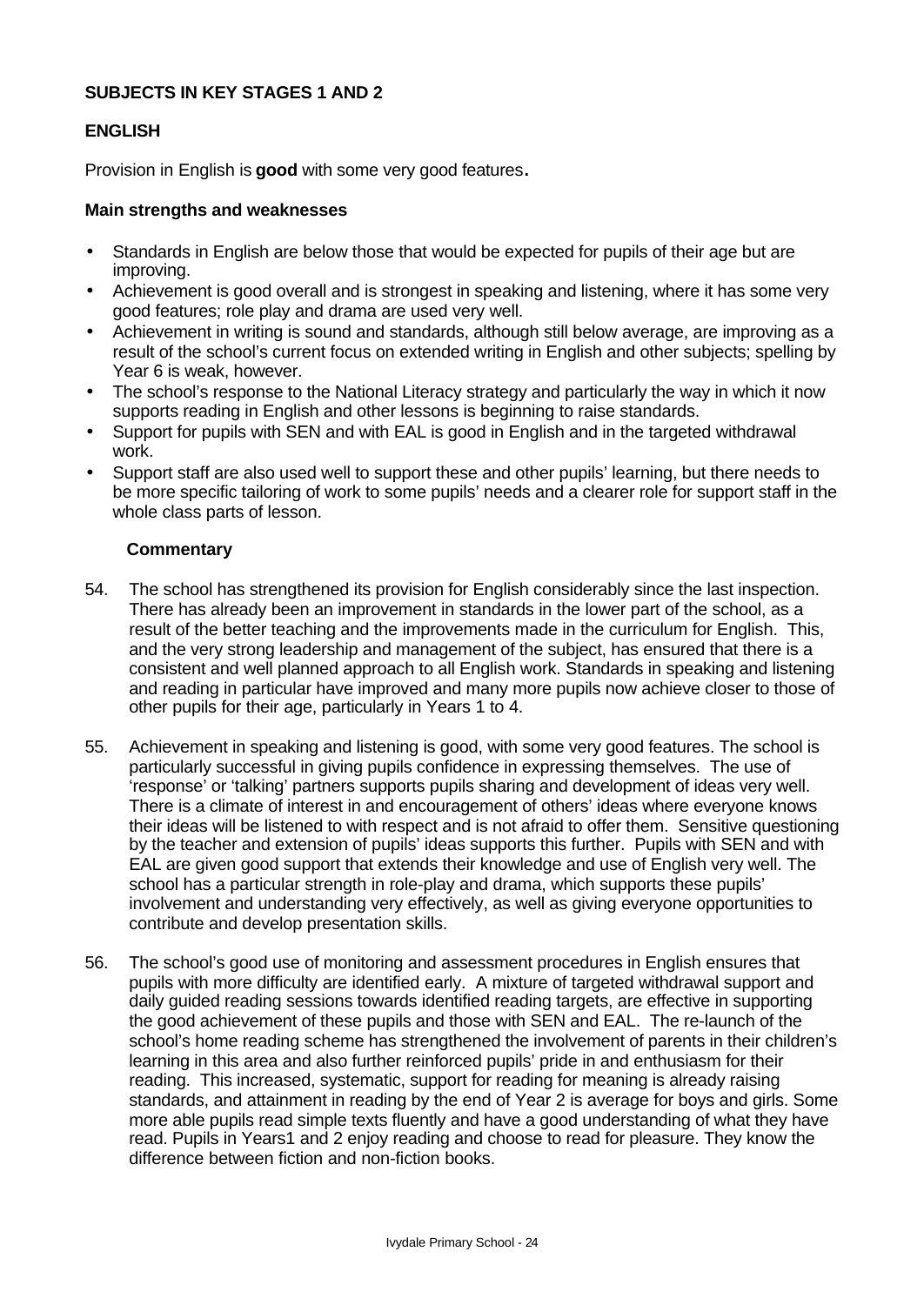## SUBJECTS IN KEY STAGES 1 AND 2

### ENGLISH

Provision in English is **good** with some very good features.

#### Main strengths and weaknesses

- Standards in English are below those that would be expected for pupils of their age but are improving.
- Achievement is good overall and is strongest in speaking and listening, where it has some very good features; role play and drama are used very well.
- Achievement in writing is sound and standards, although still below average, are improving as a result of the school's current focus on extended writing in English and other subjects; spelling by Year 6 is weak, however.
- The school's response to the National Literacy strategy and particularly the way in which it now supports reading in English and other lessons is beginning to raise standards.
- Support for pupils with SEN and with EAL is good in English and in the targeted withdrawal work.
- Support staff are also used well to support these and other pupils' learning, but there needs to be more specific tailoring of work to some pupils' needs and a clearer role for support staff in the whole class parts of lesson.

#### Commentary

54. The school has strengthened its provision for English considerably since the last inspection. There has already been an improvement in standards in the lower part of the school, as a result of the better teaching and the improvements made in the curriculum for English. This, and the very strong leadership and management of the subject, has ensured that there is a consistent and well planned approach to all English work. Standards in speaking and listening and reading in particular have improved and many more pupils now achieve closer to those of other pupils for their age, particularly in Years 1 to 4.

55. Achievement in speaking and listening is good, with some very good features. The school is particularly successful in giving pupils confidence in expressing themselves. The use of 'response' or 'talking' partners supports pupils sharing and development of ideas very well. There is a climate of interest in and encouragement of others' ideas where everyone knows their ideas will be listened to with respect and is not afraid to offer them. Sensitive questioning by the teacher and extension of pupils' ideas supports this further. Pupils with SEN and with EAL are given good support that extends their knowledge and use of English very well. The school has a particular strength in role-play and drama, which supports these pupils' involvement and understanding very effectively, as well as giving everyone opportunities to contribute and develop presentation skills.

56. The school's good use of monitoring and assessment procedures in English ensures that pupils with more difficulty are identified early. A mixture of targeted withdrawal support and daily guided reading sessions towards identified reading targets, are effective in supporting the good achievement of these pupils and those with SEN and EAL. The re-launch of the school's home reading scheme has strengthened the involvement of parents in their children's learning in this area and also further reinforced pupils' pride in and enthusiasm for their reading. This increased, systematic, support for reading for meaning is already raising standards, and attainment in reading by the end of Year 2 is average for boys and girls. Some more able pupils read simple texts fluently and have a good understanding of what they have read. Pupils in Years1 and 2 enjoy reading and choose to read for pleasure. They know the difference between fiction and non-fiction books.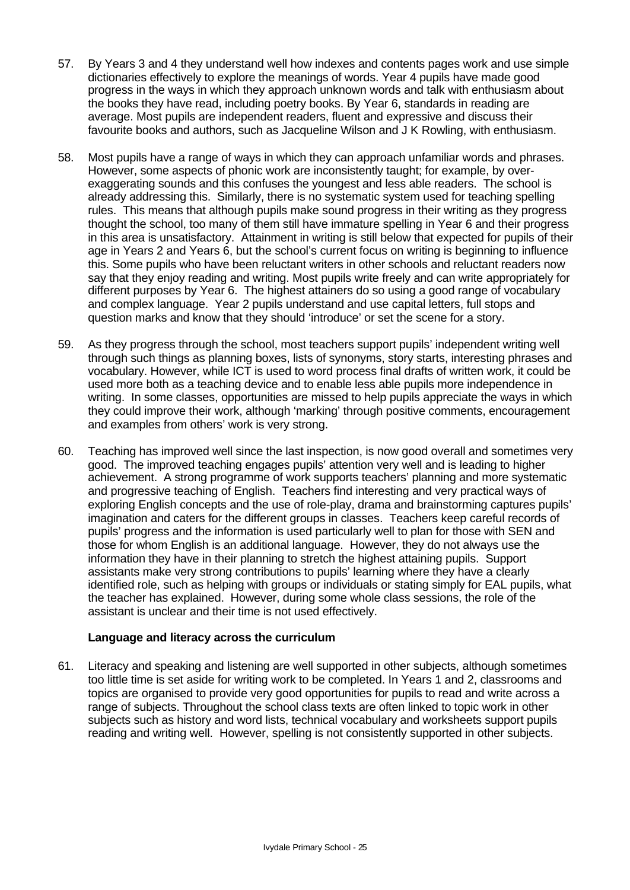57. By Years 3 and 4 they understand well how indexes and contents pages work and use simple dictionaries effectively to explore the meanings of words. Year 4 pupils have made good progress in the ways in which they approach unknown words and talk with enthusiasm about the books they have read, including poetry books. By Year 6, standards in reading are average. Most pupils are independent readers, fluent and expressive and discuss their favourite books and authors, such as Jacqueline Wilson and J K Rowling, with enthusiasm.

58. Most pupils have a range of ways in which they can approach unfamiliar words and phrases. However, some aspects of phonic work are inconsistently taught; for example, by over-exaggerating sounds and this confuses the youngest and less able readers. The school is already addressing this. Similarly, there is no systematic system used for teaching spelling rules. This means that although pupils make sound progress in their writing as they progress thought the school, too many of them still have immature spelling in Year 6 and their progress in this area is unsatisfactory. Attainment in writing is still below that expected for pupils of their age in Years 2 and Years 6, but the school's current focus on writing is beginning to influence this. Some pupils who have been reluctant writers in other schools and reluctant readers now say that they enjoy reading and writing. Most pupils write freely and can write appropriately for different purposes by Year 6. The highest attainers do so using a good range of vocabulary and complex language. Year 2 pupils understand and use capital letters, full stops and question marks and know that they should 'introduce' or set the scene for a story.

59. As they progress through the school, most teachers support pupils' independent writing well through such things as planning boxes, lists of synonyms, story starts, interesting phrases and vocabulary. However, while ICT is used to word process final drafts of written work, it could be used more both as a teaching device and to enable less able pupils more independence in writing. In some classes, opportunities are missed to help pupils appreciate the ways in which they could improve their work, although 'marking' through positive comments, encouragement and examples from others' work is very strong.

60. Teaching has improved well since the last inspection, is now good overall and sometimes very good. The improved teaching engages pupils' attention very well and is leading to higher achievement. A strong programme of work supports teachers' planning and more systematic and progressive teaching of English. Teachers find interesting and very practical ways of exploring English concepts and the use of role-play, drama and brainstorming captures pupils' imagination and caters for the different groups in classes. Teachers keep careful records of pupils' progress and the information is used particularly well to plan for those with SEN and those for whom English is an additional language. However, they do not always use the information they have in their planning to stretch the highest attaining pupils. Support assistants make very strong contributions to pupils' learning where they have a clearly identified role, such as helping with groups or individuals or stating simply for EAL pupils, what the teacher has explained. However, during some whole class sessions, the role of the assistant is unclear and their time is not used effectively.

**Language and literacy across the curriculum**

61. Literacy and speaking and listening are well supported in other subjects, although sometimes too little time is set aside for writing work to be completed. In Years 1 and 2, classrooms and topics are organised to provide very good opportunities for pupils to read and write across a range of subjects. Throughout the school class texts are often linked to topic work in other subjects such as history and word lists, technical vocabulary and worksheets support pupils reading and writing well. However, spelling is not consistently supported in other subjects.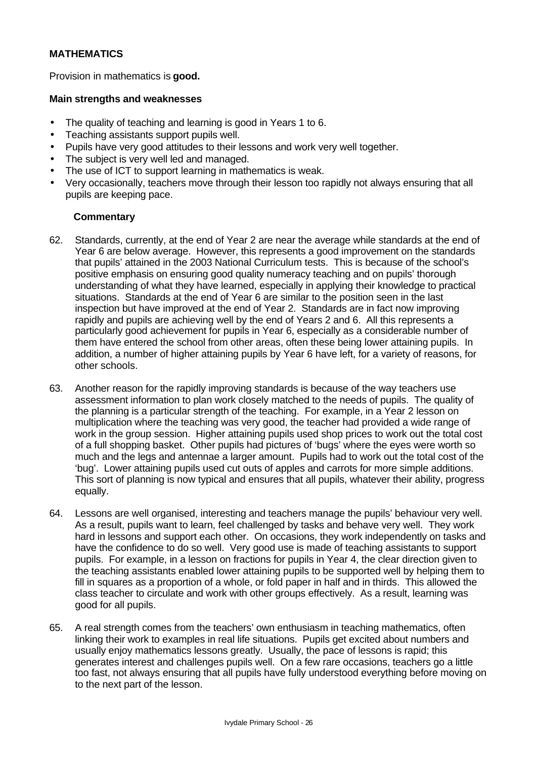## MATHEMATICS

Provision in mathematics is **good.**

### Main strengths and weaknesses

- The quality of teaching and learning is good in Years 1 to 6.
- Teaching assistants support pupils well.
- Pupils have very good attitudes to their lessons and work very well together.
- The subject is very well led and managed.
- The use of ICT to support learning in mathematics is weak.
- Very occasionally, teachers move through their lesson too rapidly not always ensuring that all pupils are keeping pace.

### Commentary

62. Standards, currently, at the end of Year 2 are near the average while standards at the end of Year 6 are below average. However, this represents a good improvement on the standards that pupils' attained in the 2003 National Curriculum tests. This is because of the school's positive emphasis on ensuring good quality numeracy teaching and on pupils' thorough understanding of what they have learned, especially in applying their knowledge to practical situations. Standards at the end of Year 6 are similar to the position seen in the last inspection but have improved at the end of Year 2. Standards are in fact now improving rapidly and pupils are achieving well by the end of Years 2 and 6. All this represents a particularly good achievement for pupils in Year 6, especially as a considerable number of them have entered the school from other areas, often these being lower attaining pupils. In addition, a number of higher attaining pupils by Year 6 have left, for a variety of reasons, for other schools.

63. Another reason for the rapidly improving standards is because of the way teachers use assessment information to plan work closely matched to the needs of pupils. The quality of the planning is a particular strength of the teaching. For example, in a Year 2 lesson on multiplication where the teaching was very good, the teacher had provided a wide range of work in the group session. Higher attaining pupils used shop prices to work out the total cost of a full shopping basket. Other pupils had pictures of 'bugs' where the eyes were worth so much and the legs and antennae a larger amount. Pupils had to work out the total cost of the 'bug'. Lower attaining pupils used cut outs of apples and carrots for more simple additions. This sort of planning is now typical and ensures that all pupils, whatever their ability, progress equally.

64. Lessons are well organised, interesting and teachers manage the pupils' behaviour very well. As a result, pupils want to learn, feel challenged by tasks and behave very well. They work hard in lessons and support each other. On occasions, they work independently on tasks and have the confidence to do so well. Very good use is made of teaching assistants to support pupils. For example, in a lesson on fractions for pupils in Year 4, the clear direction given to the teaching assistants enabled lower attaining pupils to be supported well by helping them to fill in squares as a proportion of a whole, or fold paper in half and in thirds. This allowed the class teacher to circulate and work with other groups effectively. As a result, learning was good for all pupils.

65. A real strength comes from the teachers' own enthusiasm in teaching mathematics, often linking their work to examples in real life situations. Pupils get excited about numbers and usually enjoy mathematics lessons greatly. Usually, the pace of lessons is rapid; this generates interest and challenges pupils well. On a few rare occasions, teachers go a little too fast, not always ensuring that all pupils have fully understood everything before moving on to the next part of the lesson.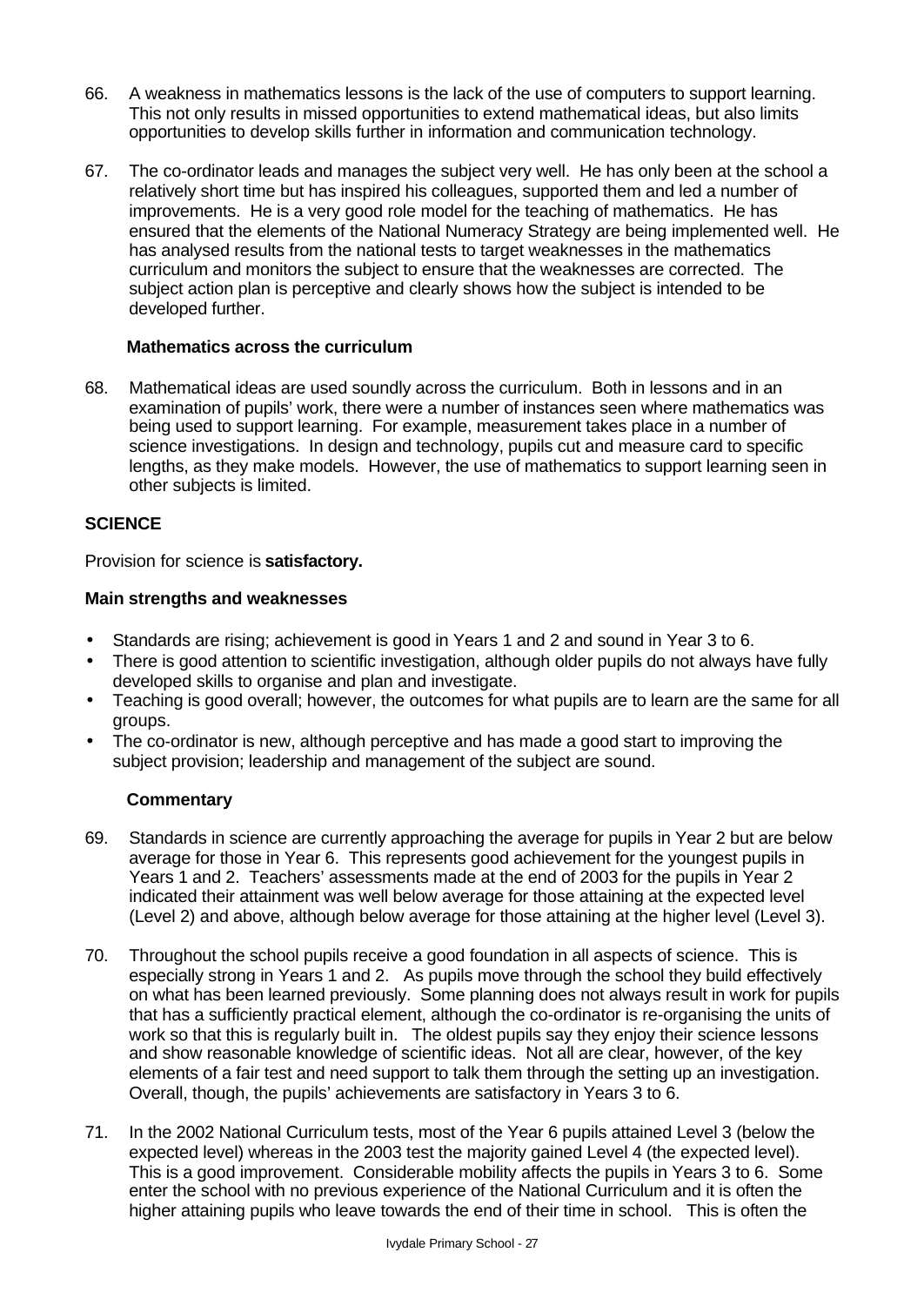66. A weakness in mathematics lessons is the lack of the use of computers to support learning. This not only results in missed opportunities to extend mathematical ideas, but also limits opportunities to develop skills further in information and communication technology.

67. The co-ordinator leads and manages the subject very well. He has only been at the school a relatively short time but has inspired his colleagues, supported them and led a number of improvements. He is a very good role model for the teaching of mathematics. He has ensured that the elements of the National Numeracy Strategy are being implemented well. He has analysed results from the national tests to target weaknesses in the mathematics curriculum and monitors the subject to ensure that the weaknesses are corrected. The subject action plan is perceptive and clearly shows how the subject is intended to be developed further.

**Mathematics across the curriculum**

68. Mathematical ideas are used soundly across the curriculum. Both in lessons and in an examination of pupils' work, there were a number of instances seen where mathematics was being used to support learning. For example, measurement takes place in a number of science investigations. In design and technology, pupils cut and measure card to specific lengths, as they make models. However, the use of mathematics to support learning seen in other subjects is limited.

## SCIENCE

Provision for science is **satisfactory.**

**Main strengths and weaknesses**

- Standards are rising; achievement is good in Years 1 and 2 and sound in Year 3 to 6.
- There is good attention to scientific investigation, although older pupils do not always have fully developed skills to organise and plan and investigate.
- Teaching is good overall; however, the outcomes for what pupils are to learn are the same for all groups.
- The co-ordinator is new, although perceptive and has made a good start to improving the subject provision; leadership and management of the subject are sound.

**Commentary**

69. Standards in science are currently approaching the average for pupils in Year 2 but are below average for those in Year 6. This represents good achievement for the youngest pupils in Years 1 and 2. Teachers' assessments made at the end of 2003 for the pupils in Year 2 indicated their attainment was well below average for those attaining at the expected level (Level 2) and above, although below average for those attaining at the higher level (Level 3).

70. Throughout the school pupils receive a good foundation in all aspects of science. This is especially strong in Years 1 and 2. As pupils move through the school they build effectively on what has been learned previously. Some planning does not always result in work for pupils that has a sufficiently practical element, although the co-ordinator is re-organising the units of work so that this is regularly built in. The oldest pupils say they enjoy their science lessons and show reasonable knowledge of scientific ideas. Not all are clear, however, of the key elements of a fair test and need support to talk them through the setting up an investigation. Overall, though, the pupils' achievements are satisfactory in Years 3 to 6.

71. In the 2002 National Curriculum tests, most of the Year 6 pupils attained Level 3 (below the expected level) whereas in the 2003 test the majority gained Level 4 (the expected level). This is a good improvement. Considerable mobility affects the pupils in Years 3 to 6. Some enter the school with no previous experience of the National Curriculum and it is often the higher attaining pupils who leave towards the end of their time in school. This is often the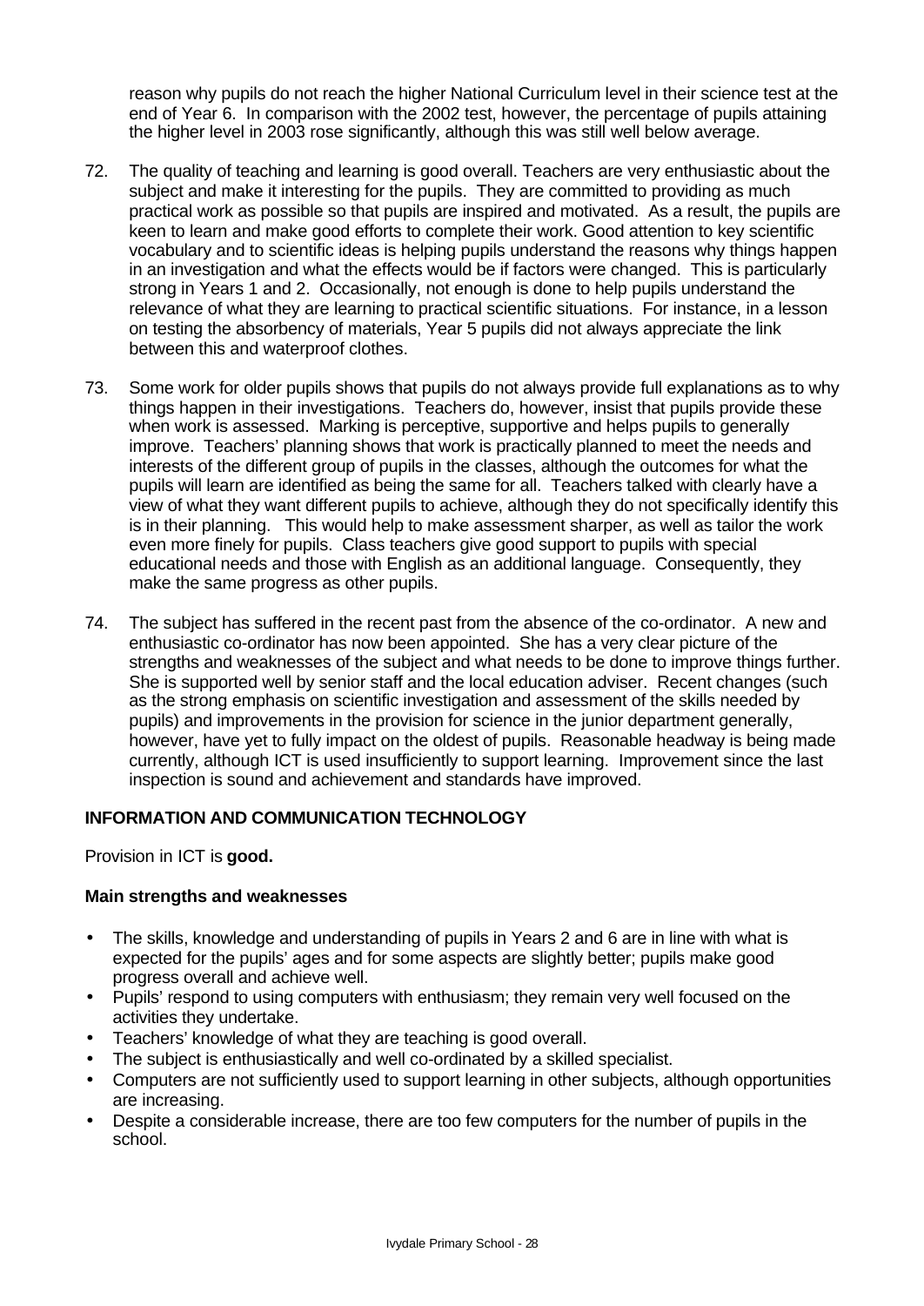reason why pupils do not reach the higher National Curriculum level in their science test at the end of Year 6. In comparison with the 2002 test, however, the percentage of pupils attaining the higher level in 2003 rose significantly, although this was still well below average.

72. The quality of teaching and learning is good overall. Teachers are very enthusiastic about the subject and make it interesting for the pupils. They are committed to providing as much practical work as possible so that pupils are inspired and motivated. As a result, the pupils are keen to learn and make good efforts to complete their work. Good attention to key scientific vocabulary and to scientific ideas is helping pupils understand the reasons why things happen in an investigation and what the effects would be if factors were changed. This is particularly strong in Years 1 and 2. Occasionally, not enough is done to help pupils understand the relevance of what they are learning to practical scientific situations. For instance, in a lesson on testing the absorbency of materials, Year 5 pupils did not always appreciate the link between this and waterproof clothes.

73. Some work for older pupils shows that pupils do not always provide full explanations as to why things happen in their investigations. Teachers do, however, insist that pupils provide these when work is assessed. Marking is perceptive, supportive and helps pupils to generally improve. Teachers' planning shows that work is practically planned to meet the needs and interests of the different group of pupils in the classes, although the outcomes for what the pupils will learn are identified as being the same for all. Teachers talked with clearly have a view of what they want different pupils to achieve, although they do not specifically identify this is in their planning. This would help to make assessment sharper, as well as tailor the work even more finely for pupils. Class teachers give good support to pupils with special educational needs and those with English as an additional language. Consequently, they make the same progress as other pupils.

74. The subject has suffered in the recent past from the absence of the co-ordinator. A new and enthusiastic co-ordinator has now been appointed. She has a very clear picture of the strengths and weaknesses of the subject and what needs to be done to improve things further. She is supported well by senior staff and the local education adviser. Recent changes (such as the strong emphasis on scientific investigation and assessment of the skills needed by pupils) and improvements in the provision for science in the junior department generally, however, have yet to fully impact on the oldest of pupils. Reasonable headway is being made currently, although ICT is used insufficiently to support learning. Improvement since the last inspection is sound and achievement and standards have improved.

## INFORMATION AND COMMUNICATION TECHNOLOGY

Provision in ICT is **good.**

### Main strengths and weaknesses

- The skills, knowledge and understanding of pupils in Years 2 and 6 are in line with what is expected for the pupils' ages and for some aspects are slightly better; pupils make good progress overall and achieve well.
- Pupils' respond to using computers with enthusiasm; they remain very well focused on the activities they undertake.
- Teachers' knowledge of what they are teaching is good overall.
- The subject is enthusiastically and well co-ordinated by a skilled specialist.
- Computers are not sufficiently used to support learning in other subjects, although opportunities are increasing.
- Despite a considerable increase, there are too few computers for the number of pupils in the school.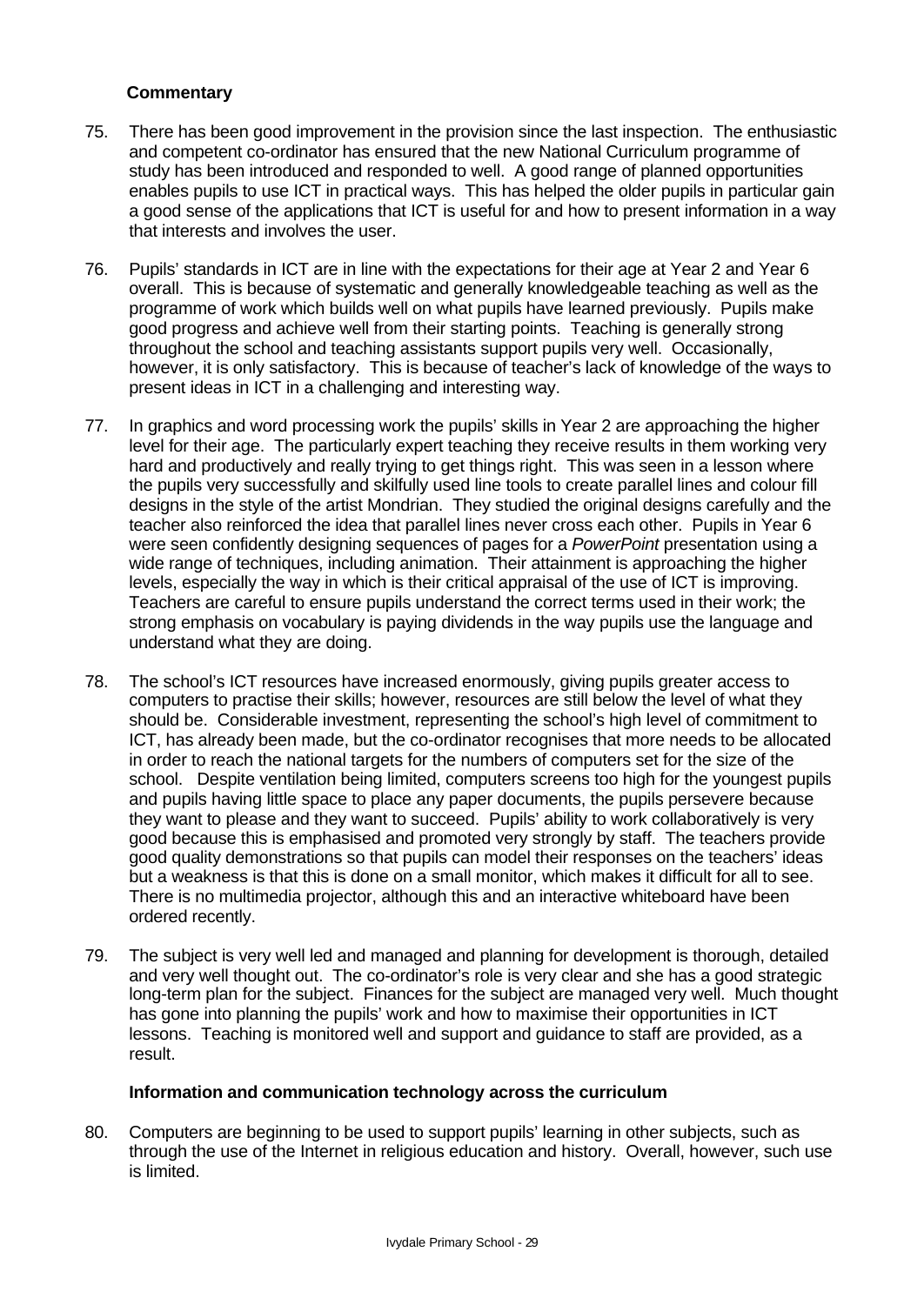**Commentary**

75. There has been good improvement in the provision since the last inspection. The enthusiastic and competent co-ordinator has ensured that the new National Curriculum programme of study has been introduced and responded to well. A good range of planned opportunities enables pupils to use ICT in practical ways. This has helped the older pupils in particular gain a good sense of the applications that ICT is useful for and how to present information in a way that interests and involves the user.

76. Pupils' standards in ICT are in line with the expectations for their age at Year 2 and Year 6 overall. This is because of systematic and generally knowledgeable teaching as well as the programme of work which builds well on what pupils have learned previously. Pupils make good progress and achieve well from their starting points. Teaching is generally strong throughout the school and teaching assistants support pupils very well. Occasionally, however, it is only satisfactory. This is because of teacher's lack of knowledge of the ways to present ideas in ICT in a challenging and interesting way.

77. In graphics and word processing work the pupils' skills in Year 2 are approaching the higher level for their age. The particularly expert teaching they receive results in them working very hard and productively and really trying to get things right. This was seen in a lesson where the pupils very successfully and skilfully used line tools to create parallel lines and colour fill designs in the style of the artist Mondrian. They studied the original designs carefully and the teacher also reinforced the idea that parallel lines never cross each other. Pupils in Year 6 were seen confidently designing sequences of pages for a *PowerPoint* presentation using a wide range of techniques, including animation. Their attainment is approaching the higher levels, especially the way in which is their critical appraisal of the use of ICT is improving. Teachers are careful to ensure pupils understand the correct terms used in their work; the strong emphasis on vocabulary is paying dividends in the way pupils use the language and understand what they are doing.

78. The school's ICT resources have increased enormously, giving pupils greater access to computers to practise their skills; however, resources are still below the level of what they should be. Considerable investment, representing the school's high level of commitment to ICT, has already been made, but the co-ordinator recognises that more needs to be allocated in order to reach the national targets for the numbers of computers set for the size of the school. Despite ventilation being limited, computers screens too high for the youngest pupils and pupils having little space to place any paper documents, the pupils persevere because they want to please and they want to succeed. Pupils' ability to work collaboratively is very good because this is emphasised and promoted very strongly by staff. The teachers provide good quality demonstrations so that pupils can model their responses on the teachers' ideas but a weakness is that this is done on a small monitor, which makes it difficult for all to see. There is no multimedia projector, although this and an interactive whiteboard have been ordered recently.

79. The subject is very well led and managed and planning for development is thorough, detailed and very well thought out. The co-ordinator's role is very clear and she has a good strategic long-term plan for the subject. Finances for the subject are managed very well. Much thought has gone into planning the pupils' work and how to maximise their opportunities in ICT lessons. Teaching is monitored well and support and guidance to staff are provided, as a result.

**Information and communication technology across the curriculum**

80. Computers are beginning to be used to support pupils' learning in other subjects, such as through the use of the Internet in religious education and history. Overall, however, such use is limited.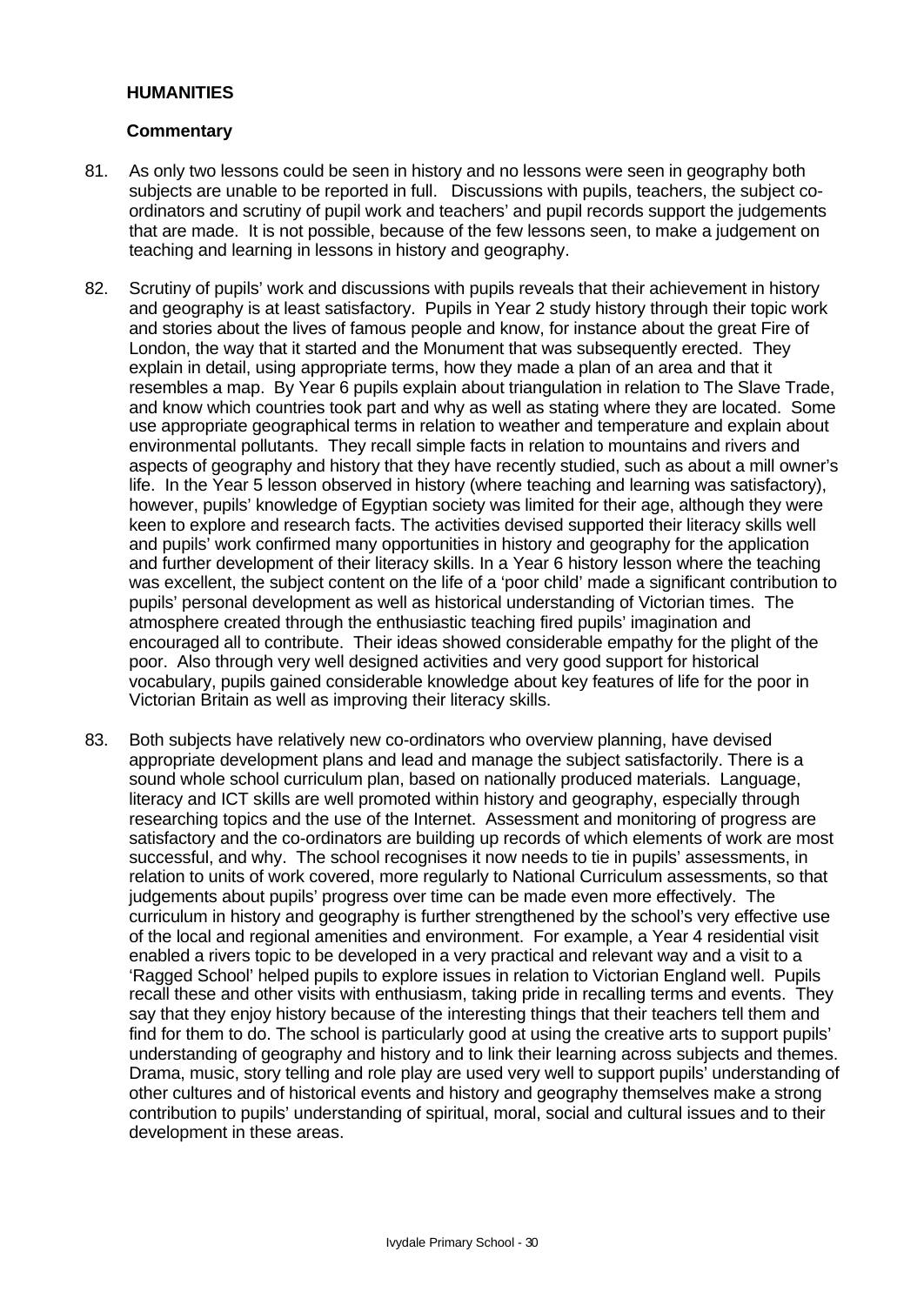## HUMANITIES

### Commentary

81. As only two lessons could be seen in history and no lessons were seen in geography both subjects are unable to be reported in full. Discussions with pupils, teachers, the subject co-ordinators and scrutiny of pupil work and teachers' and pupil records support the judgements that are made. It is not possible, because of the few lessons seen, to make a judgement on teaching and learning in lessons in history and geography.

82. Scrutiny of pupils' work and discussions with pupils reveals that their achievement in history and geography is at least satisfactory. Pupils in Year 2 study history through their topic work and stories about the lives of famous people and know, for instance about the great Fire of London, the way that it started and the Monument that was subsequently erected. They explain in detail, using appropriate terms, how they made a plan of an area and that it resembles a map. By Year 6 pupils explain about triangulation in relation to The Slave Trade, and know which countries took part and why as well as stating where they are located. Some use appropriate geographical terms in relation to weather and temperature and explain about environmental pollutants. They recall simple facts in relation to mountains and rivers and aspects of geography and history that they have recently studied, such as about a mill owner's life. In the Year 5 lesson observed in history (where teaching and learning was satisfactory), however, pupils' knowledge of Egyptian society was limited for their age, although they were keen to explore and research facts. The activities devised supported their literacy skills well and pupils' work confirmed many opportunities in history and geography for the application and further development of their literacy skills. In a Year 6 history lesson where the teaching was excellent, the subject content on the life of a 'poor child' made a significant contribution to pupils' personal development as well as historical understanding of Victorian times. The atmosphere created through the enthusiastic teaching fired pupils' imagination and encouraged all to contribute. Their ideas showed considerable empathy for the plight of the poor. Also through very well designed activities and very good support for historical vocabulary, pupils gained considerable knowledge about key features of life for the poor in Victorian Britain as well as improving their literacy skills.

83. Both subjects have relatively new co-ordinators who overview planning, have devised appropriate development plans and lead and manage the subject satisfactorily. There is a sound whole school curriculum plan, based on nationally produced materials. Language, literacy and ICT skills are well promoted within history and geography, especially through researching topics and the use of the Internet. Assessment and monitoring of progress are satisfactory and the co-ordinators are building up records of which elements of work are most successful, and why. The school recognises it now needs to tie in pupils' assessments, in relation to units of work covered, more regularly to National Curriculum assessments, so that judgements about pupils' progress over time can be made even more effectively. The curriculum in history and geography is further strengthened by the school's very effective use of the local and regional amenities and environment. For example, a Year 4 residential visit enabled a rivers topic to be developed in a very practical and relevant way and a visit to a 'Ragged School' helped pupils to explore issues in relation to Victorian England well. Pupils recall these and other visits with enthusiasm, taking pride in recalling terms and events. They say that they enjoy history because of the interesting things that their teachers tell them and find for them to do. The school is particularly good at using the creative arts to support pupils' understanding of geography and history and to link their learning across subjects and themes. Drama, music, story telling and role play are used very well to support pupils' understanding of other cultures and of historical events and history and geography themselves make a strong contribution to pupils' understanding of spiritual, moral, social and cultural issues and to their development in these areas.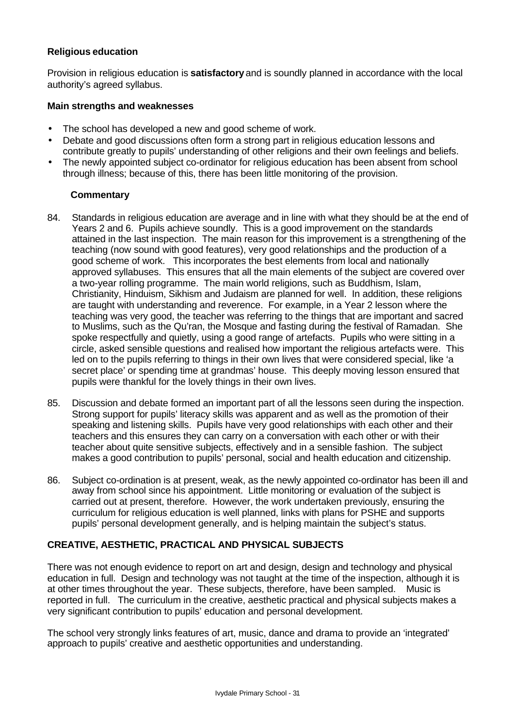**Religious education**

Provision in religious education is **satisfactory** and is soundly planned in accordance with the local authority's agreed syllabus.

**Main strengths and weaknesses**

- The school has developed a new and good scheme of work.
- Debate and good discussions often form a strong part in religious education lessons and contribute greatly to pupils' understanding of other religions and their own feelings and beliefs.
- The newly appointed subject co-ordinator for religious education has been absent from school through illness; because of this, there has been little monitoring of the provision.

**Commentary**

84. Standards in religious education are average and in line with what they should be at the end of Years 2 and 6. Pupils achieve soundly. This is a good improvement on the standards attained in the last inspection. The main reason for this improvement is a strengthening of the teaching (now sound with good features), very good relationships and the production of a good scheme of work. This incorporates the best elements from local and nationally approved syllabuses. This ensures that all the main elements of the subject are covered over a two-year rolling programme. The main world religions, such as Buddhism, Islam, Christianity, Hinduism, Sikhism and Judaism are planned for well. In addition, these religions are taught with understanding and reverence. For example, in a Year 2 lesson where the teaching was very good, the teacher was referring to the things that are important and sacred to Muslims, such as the Qu'ran, the Mosque and fasting during the festival of Ramadan. She spoke respectfully and quietly, using a good range of artefacts. Pupils who were sitting in a circle, asked sensible questions and realised how important the religious artefacts were. This led on to the pupils referring to things in their own lives that were considered special, like 'a secret place' or spending time at grandmas' house. This deeply moving lesson ensured that pupils were thankful for the lovely things in their own lives.

85. Discussion and debate formed an important part of all the lessons seen during the inspection. Strong support for pupils' literacy skills was apparent and as well as the promotion of their speaking and listening skills. Pupils have very good relationships with each other and their teachers and this ensures they can carry on a conversation with each other or with their teacher about quite sensitive subjects, effectively and in a sensible fashion. The subject makes a good contribution to pupils' personal, social and health education and citizenship.

86. Subject co-ordination is at present, weak, as the newly appointed co-ordinator has been ill and away from school since his appointment. Little monitoring or evaluation of the subject is carried out at present, therefore. However, the work undertaken previously, ensuring the curriculum for religious education is well planned, links with plans for PSHE and supports pupils' personal development generally, and is helping maintain the subject's status.

**CREATIVE, AESTHETIC, PRACTICAL AND PHYSICAL SUBJECTS**

There was not enough evidence to report on art and design, design and technology and physical education in full. Design and technology was not taught at the time of the inspection, although it is at other times throughout the year. These subjects, therefore, have been sampled. Music is reported in full. The curriculum in the creative, aesthetic practical and physical subjects makes a very significant contribution to pupils' education and personal development.

The school very strongly links features of art, music, dance and drama to provide an 'integrated' approach to pupils' creative and aesthetic opportunities and understanding.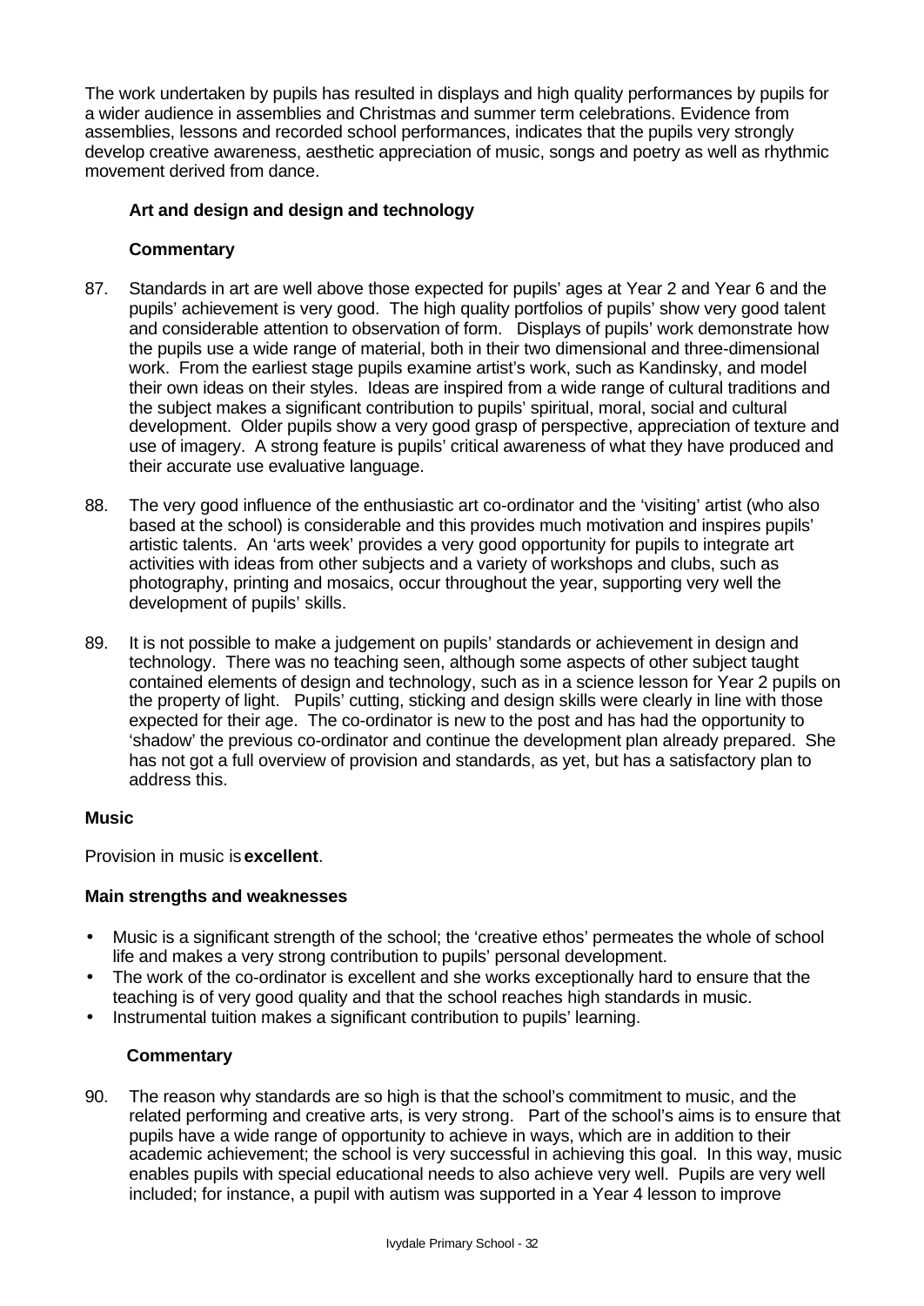The work undertaken by pupils has resulted in displays and high quality performances by pupils for a wider audience in assemblies and Christmas and summer term celebrations. Evidence from assemblies, lessons and recorded school performances, indicates that the pupils very strongly develop creative awareness, aesthetic appreciation of music, songs and poetry as well as rhythmic movement derived from dance.

### Art and design and design and technology

#### Commentary

87. Standards in art are well above those expected for pupils' ages at Year 2 and Year 6 and the pupils' achievement is very good. The high quality portfolios of pupils' show very good talent and considerable attention to observation of form. Displays of pupils' work demonstrate how the pupils use a wide range of material, both in their two dimensional and three-dimensional work. From the earliest stage pupils examine artist's work, such as Kandinsky, and model their own ideas on their styles. Ideas are inspired from a wide range of cultural traditions and the subject makes a significant contribution to pupils' spiritual, moral, social and cultural development. Older pupils show a very good grasp of perspective, appreciation of texture and use of imagery. A strong feature is pupils' critical awareness of what they have produced and their accurate use evaluative language.

88. The very good influence of the enthusiastic art co-ordinator and the 'visiting' artist (who also based at the school) is considerable and this provides much motivation and inspires pupils' artistic talents. An 'arts week' provides a very good opportunity for pupils to integrate art activities with ideas from other subjects and a variety of workshops and clubs, such as photography, printing and mosaics, occur throughout the year, supporting very well the development of pupils' skills.

89. It is not possible to make a judgement on pupils' standards or achievement in design and technology. There was no teaching seen, although some aspects of other subject taught contained elements of design and technology, such as in a science lesson for Year 2 pupils on the property of light. Pupils' cutting, sticking and design skills were clearly in line with those expected for their age. The co-ordinator is new to the post and has had the opportunity to 'shadow' the previous co-ordinator and continue the development plan already prepared. She has not got a full overview of provision and standards, as yet, but has a satisfactory plan to address this.

### Music

Provision in music is **excellent**.

#### Main strengths and weaknesses

- Music is a significant strength of the school; the 'creative ethos' permeates the whole of school life and makes a very strong contribution to pupils' personal development.
- The work of the co-ordinator is excellent and she works exceptionally hard to ensure that the teaching is of very good quality and that the school reaches high standards in music.
- Instrumental tuition makes a significant contribution to pupils' learning.

#### Commentary

90. The reason why standards are so high is that the school's commitment to music, and the related performing and creative arts, is very strong. Part of the school's aims is to ensure that pupils have a wide range of opportunity to achieve in ways, which are in addition to their academic achievement; the school is very successful in achieving this goal. In this way, music enables pupils with special educational needs to also achieve very well. Pupils are very well included; for instance, a pupil with autism was supported in a Year 4 lesson to improve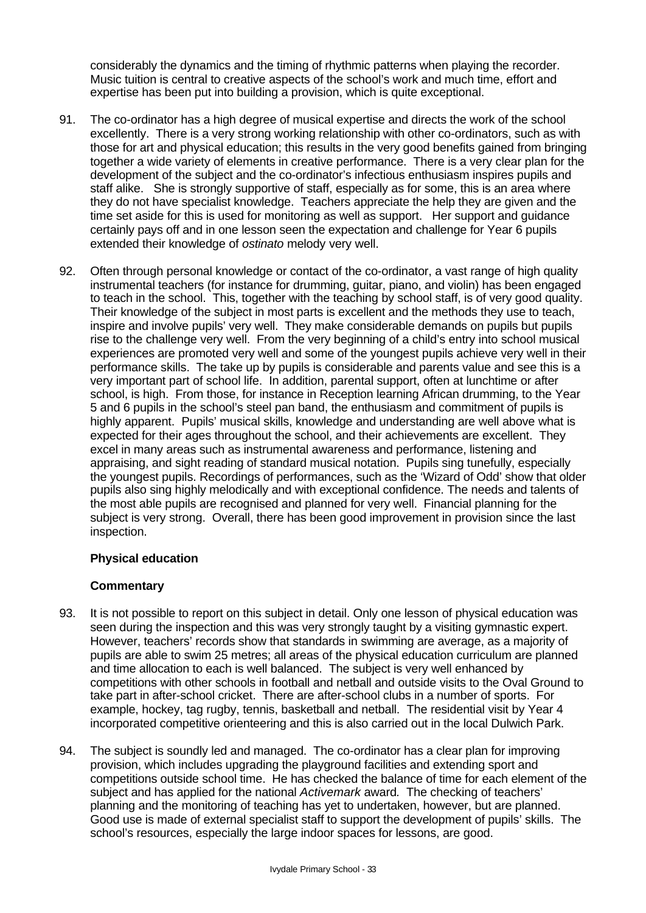considerably the dynamics and the timing of rhythmic patterns when playing the recorder. Music tuition is central to creative aspects of the school's work and much time, effort and expertise has been put into building a provision, which is quite exceptional.

91. The co-ordinator has a high degree of musical expertise and directs the work of the school excellently. There is a very strong working relationship with other co-ordinators, such as with those for art and physical education; this results in the very good benefits gained from bringing together a wide variety of elements in creative performance. There is a very clear plan for the development of the subject and the co-ordinator's infectious enthusiasm inspires pupils and staff alike. She is strongly supportive of staff, especially as for some, this is an area where they do not have specialist knowledge. Teachers appreciate the help they are given and the time set aside for this is used for monitoring as well as support. Her support and guidance certainly pays off and in one lesson seen the expectation and challenge for Year 6 pupils extended their knowledge of *ostinato* melody very well.

92. Often through personal knowledge or contact of the co-ordinator, a vast range of high quality instrumental teachers (for instance for drumming, guitar, piano, and violin) has been engaged to teach in the school. This, together with the teaching by school staff, is of very good quality. Their knowledge of the subject in most parts is excellent and the methods they use to teach, inspire and involve pupils' very well. They make considerable demands on pupils but pupils rise to the challenge very well. From the very beginning of a child's entry into school musical experiences are promoted very well and some of the youngest pupils achieve very well in their performance skills. The take up by pupils is considerable and parents value and see this is a very important part of school life. In addition, parental support, often at lunchtime or after school, is high. From those, for instance in Reception learning African drumming, to the Year 5 and 6 pupils in the school's steel pan band, the enthusiasm and commitment of pupils is highly apparent. Pupils' musical skills, knowledge and understanding are well above what is expected for their ages throughout the school, and their achievements are excellent. They excel in many areas such as instrumental awareness and performance, listening and appraising, and sight reading of standard musical notation. Pupils sing tunefully, especially the youngest pupils. Recordings of performances, such as the 'Wizard of Odd' show that older pupils also sing highly melodically and with exceptional confidence. The needs and talents of the most able pupils are recognised and planned for very well. Financial planning for the subject is very strong. Overall, there has been good improvement in provision since the last inspection.

**Physical education**

**Commentary**

93. It is not possible to report on this subject in detail. Only one lesson of physical education was seen during the inspection and this was very strongly taught by a visiting gymnastic expert. However, teachers' records show that standards in swimming are average, as a majority of pupils are able to swim 25 metres; all areas of the physical education curriculum are planned and time allocation to each is well balanced. The subject is very well enhanced by competitions with other schools in football and netball and outside visits to the Oval Ground to take part in after-school cricket. There are after-school clubs in a number of sports. For example, hockey, tag rugby, tennis, basketball and netball. The residential visit by Year 4 incorporated competitive orienteering and this is also carried out in the local Dulwich Park.

94. The subject is soundly led and managed. The co-ordinator has a clear plan for improving provision, which includes upgrading the playground facilities and extending sport and competitions outside school time. He has checked the balance of time for each element of the subject and has applied for the national *Activemark* award. The checking of teachers' planning and the monitoring of teaching has yet to undertaken, however, but are planned. Good use is made of external specialist staff to support the development of pupils' skills. The school's resources, especially the large indoor spaces for lessons, are good.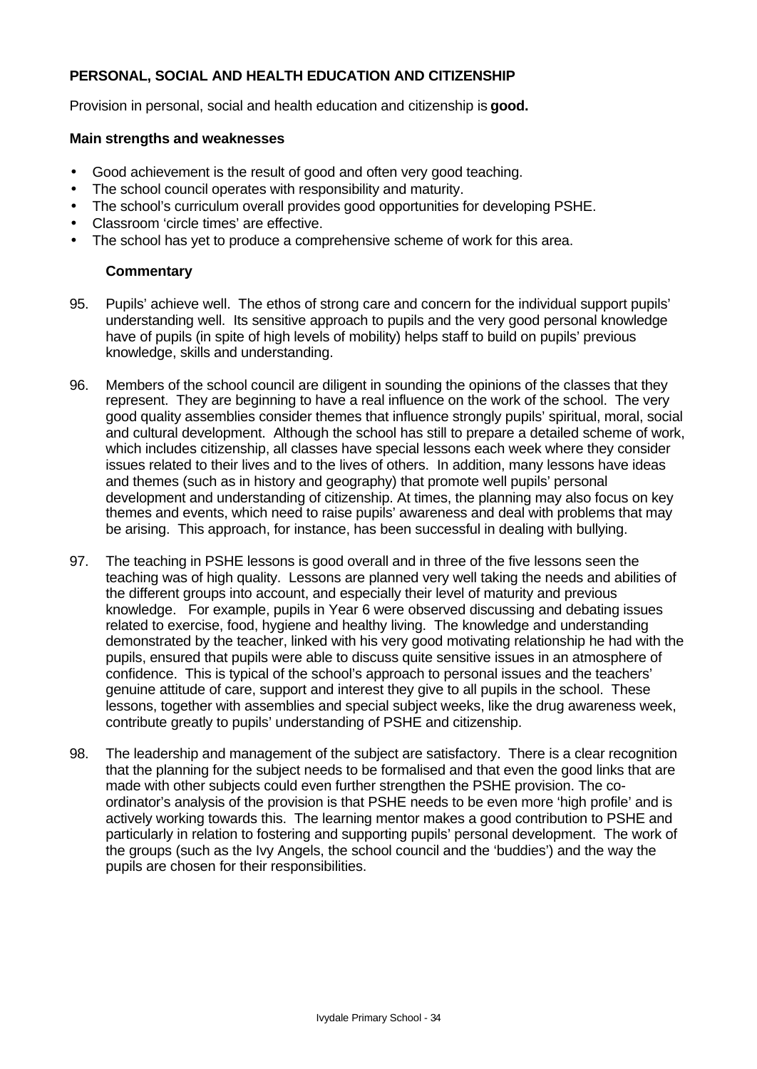**PERSONAL, SOCIAL AND HEALTH EDUCATION AND CITIZENSHIP**

Provision in personal, social and health education and citizenship is **good.**

**Main strengths and weaknesses**

- Good achievement is the result of good and often very good teaching.
- The school council operates with responsibility and maturity.
- The school's curriculum overall provides good opportunities for developing PSHE.
- Classroom 'circle times' are effective.
- The school has yet to produce a comprehensive scheme of work for this area.

**Commentary**

95. Pupils' achieve well. The ethos of strong care and concern for the individual support pupils' understanding well. Its sensitive approach to pupils and the very good personal knowledge have of pupils (in spite of high levels of mobility) helps staff to build on pupils' previous knowledge, skills and understanding.

96. Members of the school council are diligent in sounding the opinions of the classes that they represent. They are beginning to have a real influence on the work of the school. The very good quality assemblies consider themes that influence strongly pupils' spiritual, moral, social and cultural development. Although the school has still to prepare a detailed scheme of work, which includes citizenship, all classes have special lessons each week where they consider issues related to their lives and to the lives of others. In addition, many lessons have ideas and themes (such as in history and geography) that promote well pupils' personal development and understanding of citizenship. At times, the planning may also focus on key themes and events, which need to raise pupils' awareness and deal with problems that may be arising. This approach, for instance, has been successful in dealing with bullying.

97. The teaching in PSHE lessons is good overall and in three of the five lessons seen the teaching was of high quality. Lessons are planned very well taking the needs and abilities of the different groups into account, and especially their level of maturity and previous knowledge. For example, pupils in Year 6 were observed discussing and debating issues related to exercise, food, hygiene and healthy living. The knowledge and understanding demonstrated by the teacher, linked with his very good motivating relationship he had with the pupils, ensured that pupils were able to discuss quite sensitive issues in an atmosphere of confidence. This is typical of the school's approach to personal issues and the teachers' genuine attitude of care, support and interest they give to all pupils in the school. These lessons, together with assemblies and special subject weeks, like the drug awareness week, contribute greatly to pupils' understanding of PSHE and citizenship.

98. The leadership and management of the subject are satisfactory. There is a clear recognition that the planning for the subject needs to be formalised and that even the good links that are made with other subjects could even further strengthen the PSHE provision. The co-ordinator's analysis of the provision is that PSHE needs to be even more 'high profile' and is actively working towards this. The learning mentor makes a good contribution to PSHE and particularly in relation to fostering and supporting pupils' personal development. The work of the groups (such as the Ivy Angels, the school council and the 'buddies') and the way the pupils are chosen for their responsibilities.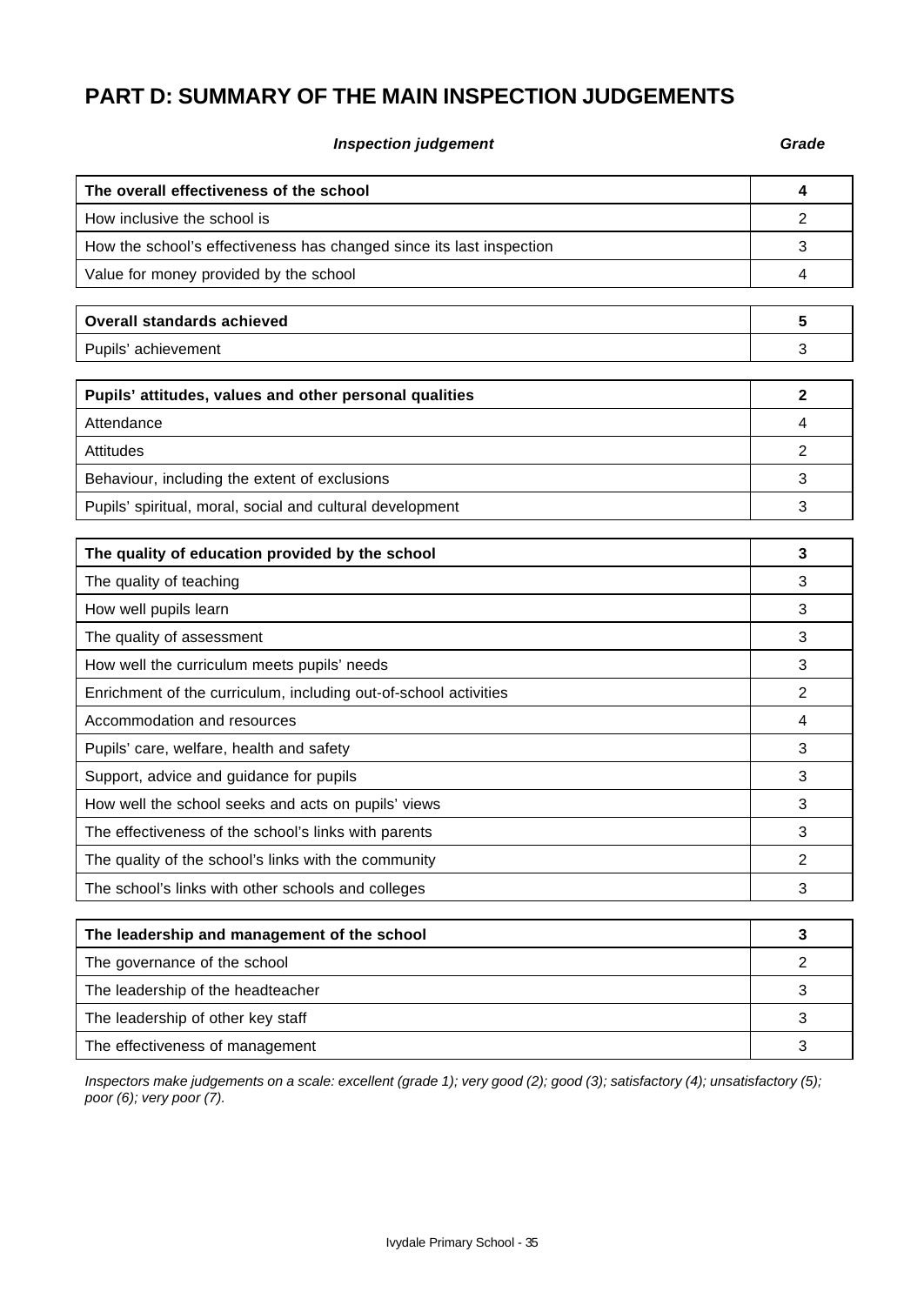# PART D: SUMMARY OF THE MAIN INSPECTION JUDGEMENTS

| *Inspection judgement* | *Grade* |
|---|---|
| **The overall effectiveness of the school** | **4** |
| How inclusive the school is | 2 |
| How the school's effectiveness has changed since its last inspection | 3 |
| Value for money provided by the school | 4 |
| | |
| **Overall standards achieved** | **5** |
| Pupils' achievement | 3 |
| | |
| **Pupils' attitudes, values and other personal qualities** | **2** |
| Attendance | 4 |
| Attitudes | 2 |
| Behaviour, including the extent of exclusions | 3 |
| Pupils' spiritual, moral, social and cultural development | 3 |
| | |
| **The quality of education provided by the school** | **3** |
| The quality of teaching | 3 |
| How well pupils learn | 3 |
| The quality of assessment | 3 |
| How well the curriculum meets pupils' needs | 3 |
| Enrichment of the curriculum, including out-of-school activities | 2 |
| Accommodation and resources | 4 |
| Pupils' care, welfare, health and safety | 3 |
| Support, advice and guidance for pupils | 3 |
| How well the school seeks and acts on pupils' views | 3 |
| The effectiveness of the school's links with parents | 3 |
| The quality of the school's links with the community | 2 |
| The school's links with other schools and colleges | 3 |
| | |
| **The leadership and management of the school** | **3** |
| The governance of the school | 2 |
| The leadership of the headteacher | 3 |
| The leadership of other key staff | 3 |
| The effectiveness of management | 3 |

*Inspectors make judgements on a scale: excellent (grade 1); very good (2); good (3); satisfactory (4); unsatisfactory (5); poor (6); very poor (7).*